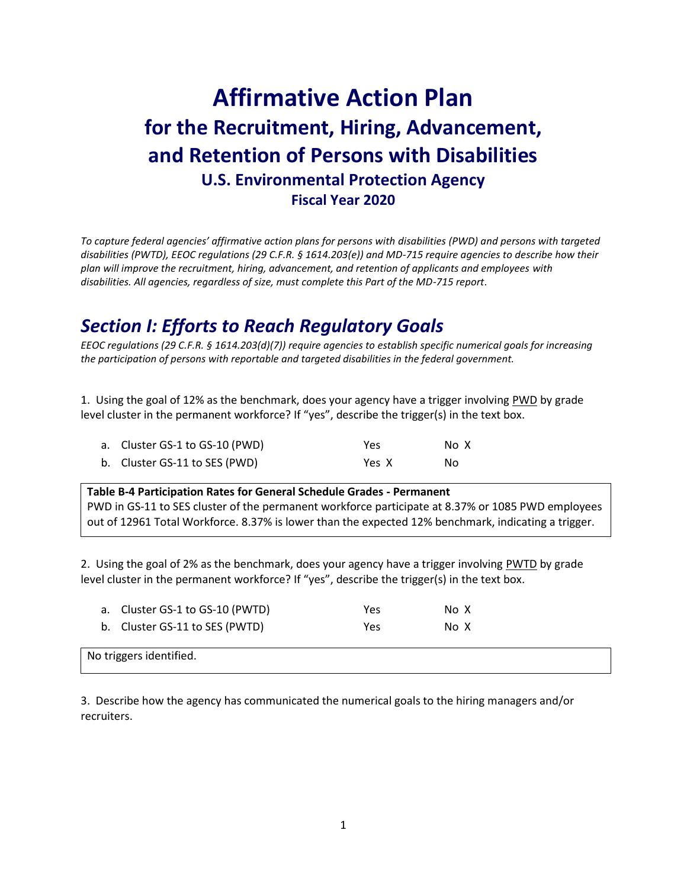# Affirmative Action Plan

## for the Recruitment, Hiring, Advancement, and Retention of Persons with Disabilities

### U.S. Environmental Protection Agency

### Fiscal Year 2020

*To capture federal agencies' affirmative action plans for persons with disabilities (PWD) and persons with targeted disabilities (PWTD), EEOC regulations (29 C.F.R. § 1614.203(e)) and MD-715 require agencies to describe how their plan will improve the recruitment, hiring, advancement, and retention of applicants and employees with disabilities. All agencies, regardless of size, must complete this Part of the MD-715 report.*

## *Section I: Efforts to Reach Regulatory Goals*

*EEOC regulations (29 C.F.R. § 1614.203(d)(7)) require agencies to establish specific numerical goals for increasing the participation of persons with reportable and targeted disabilities in the federal government.*

1. Using the goal of 12% as the benchmark, does your agency have a trigger involving PWD by grade level cluster in the permanent workforce? If "yes", describe the trigger(s) in the text box.

| | Yes | No |
|---|---|---|
| a. Cluster GS-1 to GS-10 (PWD) | | X |
| b. Cluster GS-11 to SES (PWD) | X | |

**Table B-4 Participation Rates for General Schedule Grades - Permanent**
PWD in GS-11 to SES cluster of the permanent workforce participate at 8.37% or 1085 PWD employees out of 12961 Total Workforce. 8.37% is lower than the expected 12% benchmark, indicating a trigger.

2. Using the goal of 2% as the benchmark, does your agency have a trigger involving PWTD by grade level cluster in the permanent workforce? If "yes", describe the trigger(s) in the text box.

| | Yes | No |
|---|---|---|
| a. Cluster GS-1 to GS-10 (PWTD) | | X |
| b. Cluster GS-11 to SES (PWTD) | | X |

No triggers identified.

3. Describe how the agency has communicated the numerical goals to the hiring managers and/or recruiters.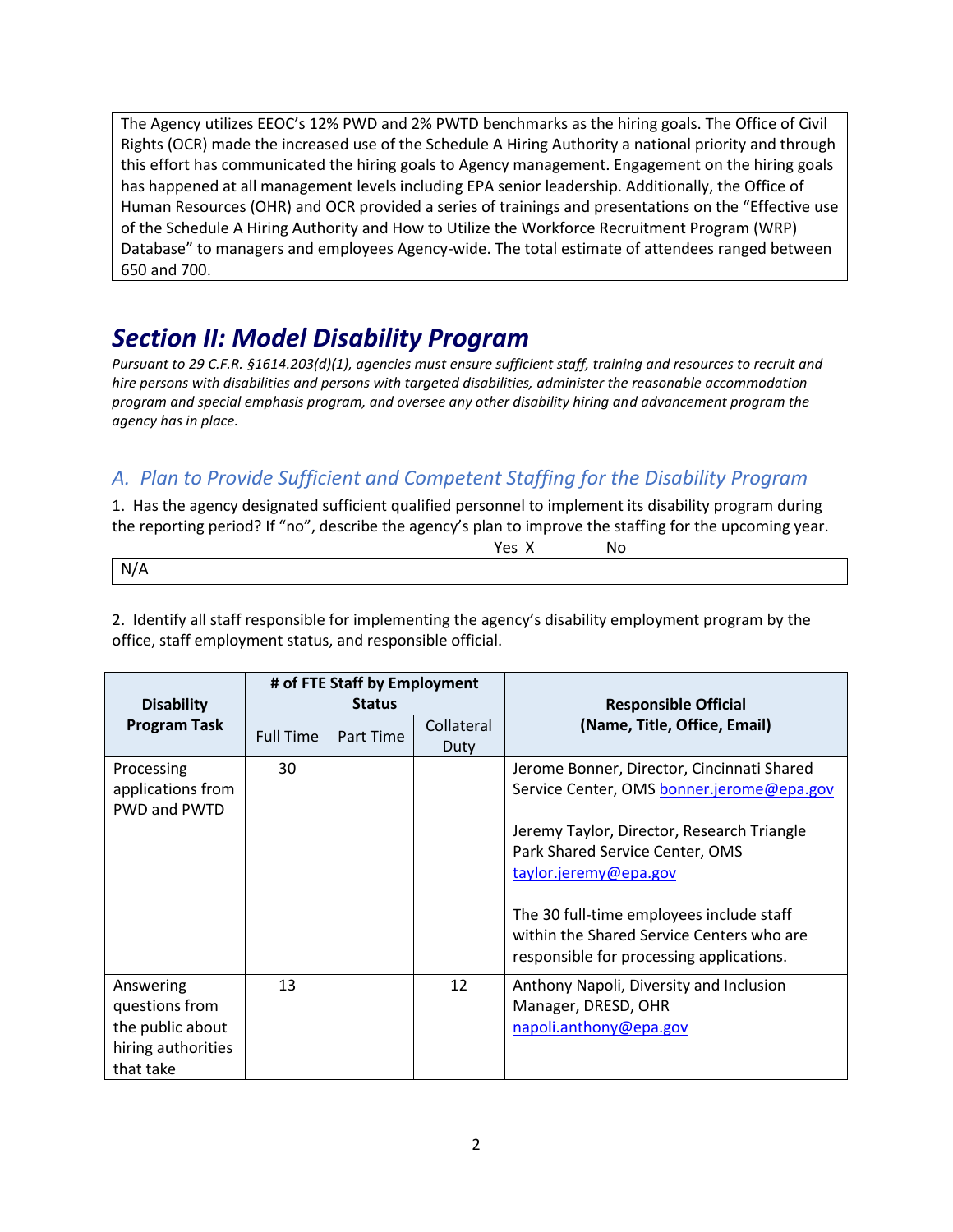The Agency utilizes EEOC's 12% PWD and 2% PWTD benchmarks as the hiring goals. The Office of Civil Rights (OCR) made the increased use of the Schedule A Hiring Authority a national priority and through this effort has communicated the hiring goals to Agency management. Engagement on the hiring goals has happened at all management levels including EPA senior leadership. Additionally, the Office of Human Resources (OHR) and OCR provided a series of trainings and presentations on the "Effective use of the Schedule A Hiring Authority and How to Utilize the Workforce Recruitment Program (WRP) Database" to managers and employees Agency-wide. The total estimate of attendees ranged between 650 and 700.

# Section II: Model Disability Program

*Pursuant to 29 C.F.R. §1614.203(d)(1), agencies must ensure sufficient staff, training and resources to recruit and hire persons with disabilities and persons with targeted disabilities, administer the reasonable accommodation program and special emphasis program, and oversee any other disability hiring and advancement program the agency has in place.*

## A. Plan to Provide Sufficient and Competent Staffing for the Disability Program

1. Has the agency designated sufficient qualified personnel to implement its disability program during the reporting period? If "no", describe the agency's plan to improve the staffing for the upcoming year.

Yes X No

N/A

2. Identify all staff responsible for implementing the agency's disability employment program by the office, staff employment status, and responsible official.

| Disability Program Task | # of FTE Staff by Employment Status | | | Responsible Official (Name, Title, Office, Email) |
|---|---|---|---|---|
| | Full Time | Part Time | Collateral Duty | |
| Processing applications from PWD and PWTD | 30 | | | Jerome Bonner, Director, Cincinnati Shared Service Center, OMS bonner.jerome@epa.gov<br><br>Jeremy Taylor, Director, Research Triangle Park Shared Service Center, OMS taylor.jeremy@epa.gov<br><br>The 30 full-time employees include staff within the Shared Service Centers who are responsible for processing applications. |
| Answering questions from the public about hiring authorities that take | 13 | | 12 | Anthony Napoli, Diversity and Inclusion Manager, DRESD, OHR napoli.anthony@epa.gov |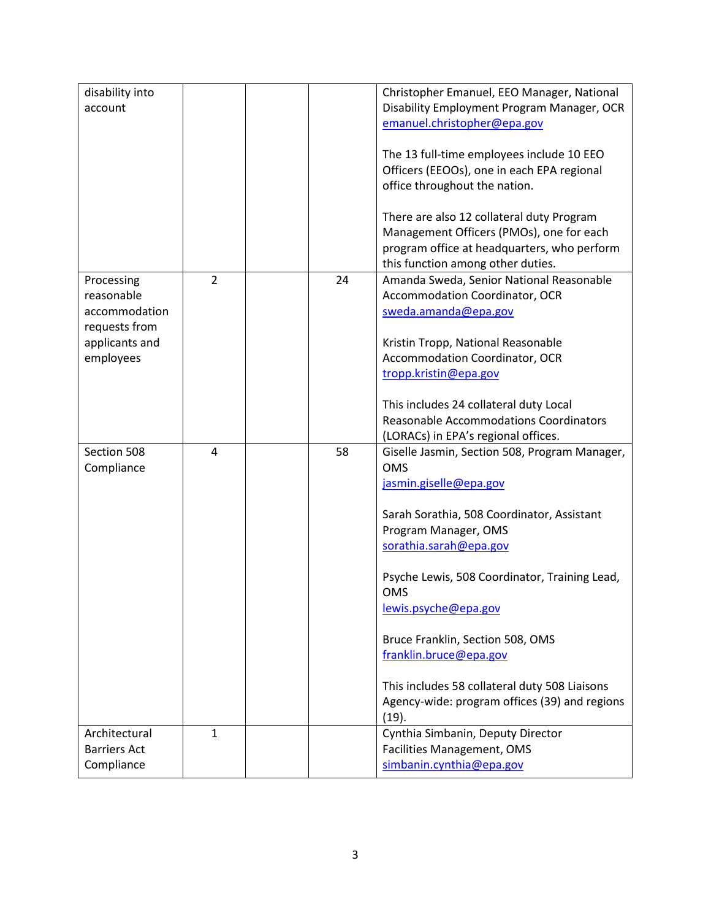| | | | | |
|---|---|---|---|---|
| disability into account | | | | Christopher Emanuel, EEO Manager, National Disability Employment Program Manager, OCR [emanuel.christopher@epa.gov](mailto:emanuel.christopher@epa.gov)<br><br>The 13 full-time employees include 10 EEO Officers (EEOOs), one in each EPA regional office throughout the nation.<br><br>There are also 12 collateral duty Program Management Officers (PMOs), one for each program office at headquarters, who perform this function among other duties. |
| Processing reasonable accommodation requests from applicants and employees | 2 | | 24 | Amanda Sweda, Senior National Reasonable Accommodation Coordinator, OCR [sweda.amanda@epa.gov](mailto:sweda.amanda@epa.gov)<br><br>Kristin Tropp, National Reasonable Accommodation Coordinator, OCR [tropp.kristin@epa.gov](mailto:tropp.kristin@epa.gov)<br><br>This includes 24 collateral duty Local Reasonable Accommodations Coordinators (LORACs) in EPA's regional offices. |
| Section 508 Compliance | 4 | | 58 | Giselle Jasmin, Section 508, Program Manager, OMS [jasmin.giselle@epa.gov](mailto:jasmin.giselle@epa.gov)<br><br>Sarah Sorathia, 508 Coordinator, Assistant Program Manager, OMS [sorathia.sarah@epa.gov](mailto:sorathia.sarah@epa.gov)<br><br>Psyche Lewis, 508 Coordinator, Training Lead, OMS [lewis.psyche@epa.gov](mailto:lewis.psyche@epa.gov)<br><br>Bruce Franklin, Section 508, OMS [franklin.bruce@epa.gov](mailto:franklin.bruce@epa.gov)<br><br>This includes 58 collateral duty 508 Liaisons Agency-wide: program offices (39) and regions (19). |
| Architectural Barriers Act Compliance | 1 | | | Cynthia Simbanin, Deputy Director Facilities Management, OMS [simbanin.cynthia@epa.gov](mailto:simbanin.cynthia@epa.gov) |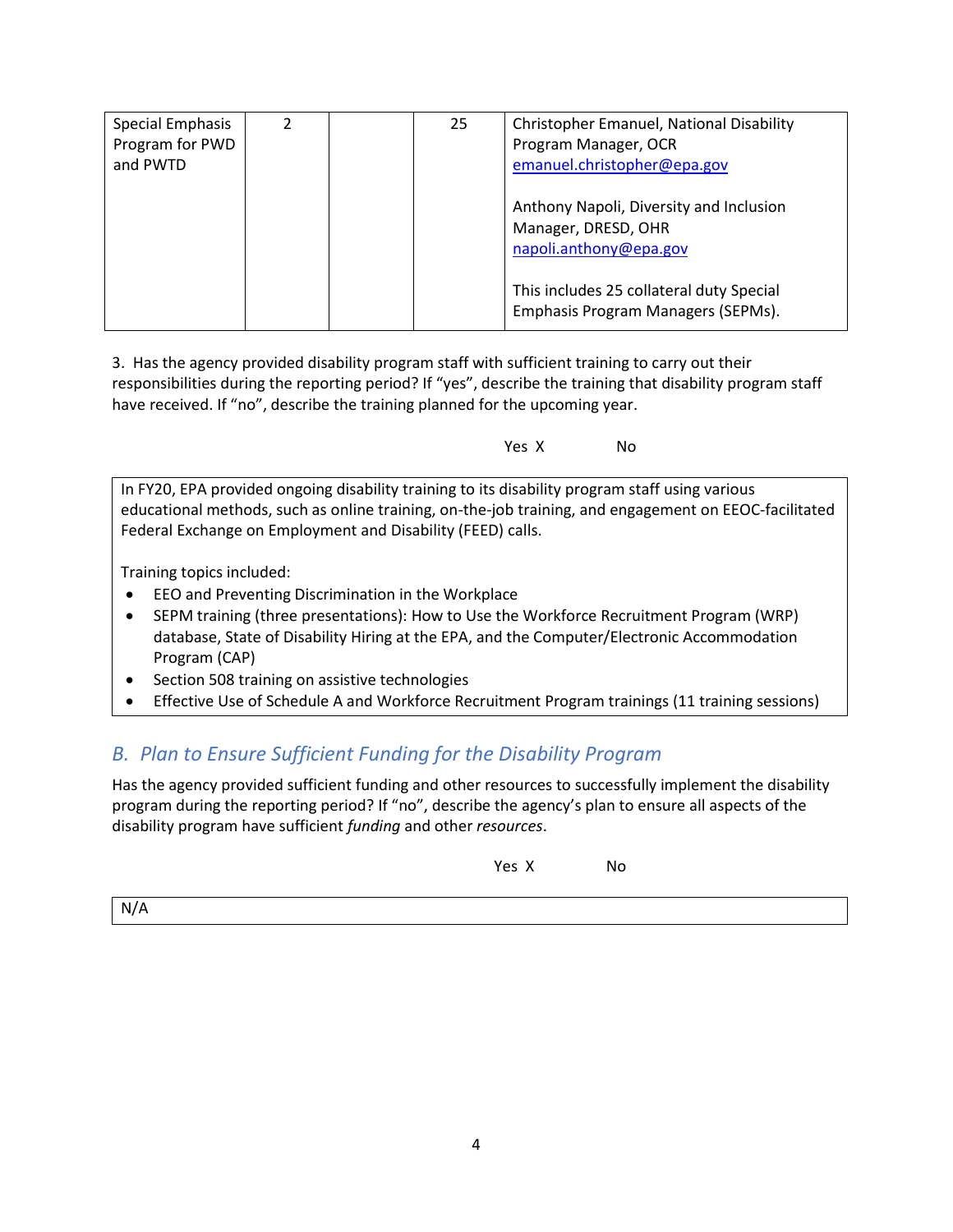| Special Emphasis Program for PWD and PWTD | 2 | | 25 | Christopher Emanuel, National Disability Program Manager, OCR<br>emanuel.christopher@epa.gov<br><br>Anthony Napoli, Diversity and Inclusion Manager, DRESD, OHR<br>napoli.anthony@epa.gov<br><br>This includes 25 collateral duty Special Emphasis Program Managers (SEPMs). |
|---|---|---|---|---|

3. Has the agency provided disability program staff with sufficient training to carry out their responsibilities during the reporting period? If "yes", describe the training that disability program staff have received. If "no", describe the training planned for the upcoming year.

Yes X No

In FY20, EPA provided ongoing disability training to its disability program staff using various educational methods, such as online training, on-the-job training, and engagement on EEOC-facilitated Federal Exchange on Employment and Disability (FEED) calls.

Training topics included:

- EEO and Preventing Discrimination in the Workplace
- SEPM training (three presentations): How to Use the Workforce Recruitment Program (WRP) database, State of Disability Hiring at the EPA, and the Computer/Electronic Accommodation Program (CAP)
- Section 508 training on assistive technologies
- Effective Use of Schedule A and Workforce Recruitment Program trainings (11 training sessions)

## *B. Plan to Ensure Sufficient Funding for the Disability Program*

Has the agency provided sufficient funding and other resources to successfully implement the disability program during the reporting period? If "no", describe the agency's plan to ensure all aspects of the disability program have sufficient *funding* and other *resources*.

Yes X No

N/A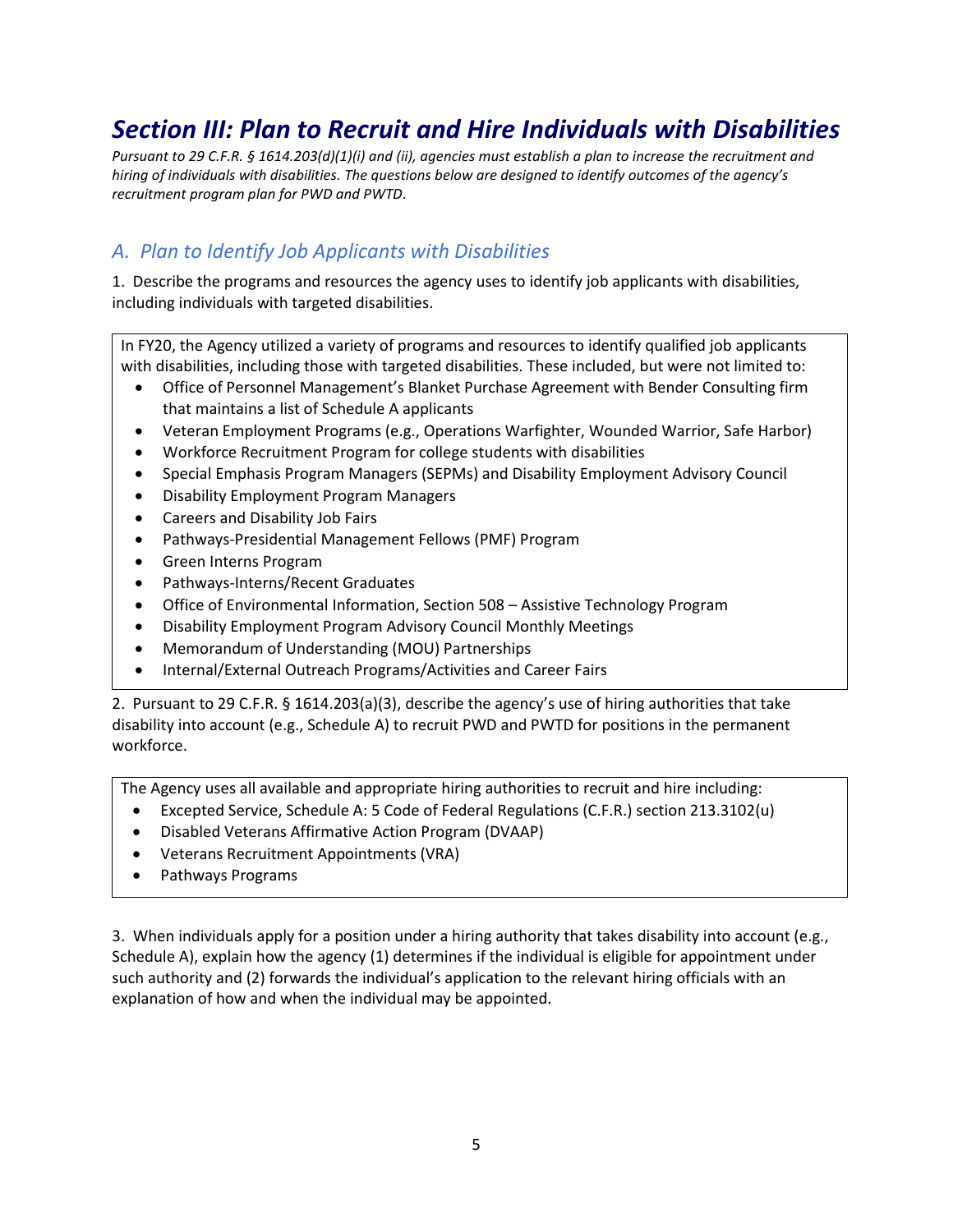# *Section III: Plan to Recruit and Hire Individuals with Disabilities*

*Pursuant to 29 C.F.R. § 1614.203(d)(1)(i) and (ii), agencies must establish a plan to increase the recruitment and hiring of individuals with disabilities. The questions below are designed to identify outcomes of the agency's recruitment program plan for PWD and PWTD.*

## *A. Plan to Identify Job Applicants with Disabilities*

1. Describe the programs and resources the agency uses to identify job applicants with disabilities, including individuals with targeted disabilities.

In FY20, the Agency utilized a variety of programs and resources to identify qualified job applicants with disabilities, including those with targeted disabilities. These included, but were not limited to:

- Office of Personnel Management's Blanket Purchase Agreement with Bender Consulting firm that maintains a list of Schedule A applicants
- Veteran Employment Programs (e.g., Operations Warfighter, Wounded Warrior, Safe Harbor)
- Workforce Recruitment Program for college students with disabilities
- Special Emphasis Program Managers (SEPMs) and Disability Employment Advisory Council
- Disability Employment Program Managers
- Careers and Disability Job Fairs
- Pathways-Presidential Management Fellows (PMF) Program
- Green Interns Program
- Pathways-Interns/Recent Graduates
- Office of Environmental Information, Section 508 – Assistive Technology Program
- Disability Employment Program Advisory Council Monthly Meetings
- Memorandum of Understanding (MOU) Partnerships
- Internal/External Outreach Programs/Activities and Career Fairs

2. Pursuant to 29 C.F.R. § 1614.203(a)(3), describe the agency's use of hiring authorities that take disability into account (e.g., Schedule A) to recruit PWD and PWTD for positions in the permanent workforce.

The Agency uses all available and appropriate hiring authorities to recruit and hire including:

- Excepted Service, Schedule A: 5 Code of Federal Regulations (C.F.R.) section 213.3102(u)
- Disabled Veterans Affirmative Action Program (DVAAP)
- Veterans Recruitment Appointments (VRA)
- Pathways Programs

3. When individuals apply for a position under a hiring authority that takes disability into account (e.g., Schedule A), explain how the agency (1) determines if the individual is eligible for appointment under such authority and (2) forwards the individual's application to the relevant hiring officials with an explanation of how and when the individual may be appointed.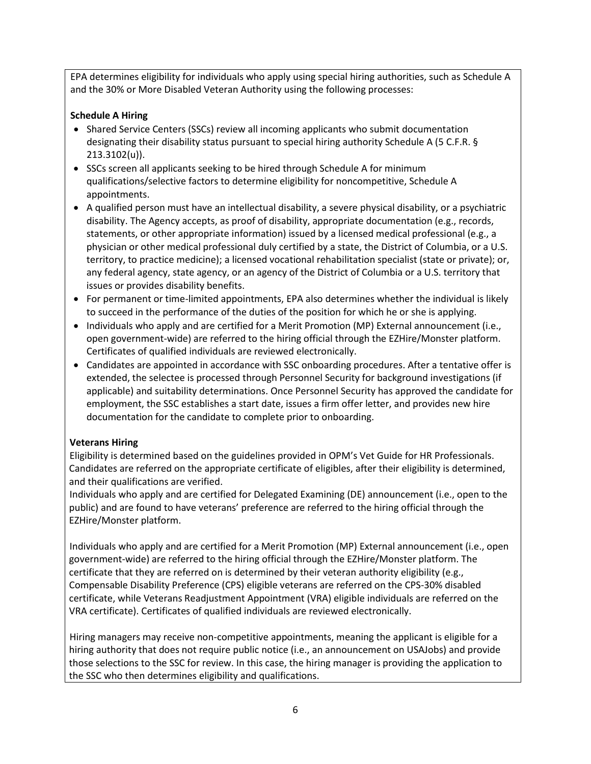EPA determines eligibility for individuals who apply using special hiring authorities, such as Schedule A and the 30% or More Disabled Veteran Authority using the following processes:

**Schedule A Hiring**

- Shared Service Centers (SSCs) review all incoming applicants who submit documentation designating their disability status pursuant to special hiring authority Schedule A (5 C.F.R. § 213.3102(u)).
- SSCs screen all applicants seeking to be hired through Schedule A for minimum qualifications/selective factors to determine eligibility for noncompetitive, Schedule A appointments.
- A qualified person must have an intellectual disability, a severe physical disability, or a psychiatric disability. The Agency accepts, as proof of disability, appropriate documentation (e.g., records, statements, or other appropriate information) issued by a licensed medical professional (e.g., a physician or other medical professional duly certified by a state, the District of Columbia, or a U.S. territory, to practice medicine); a licensed vocational rehabilitation specialist (state or private); or, any federal agency, state agency, or an agency of the District of Columbia or a U.S. territory that issues or provides disability benefits.
- For permanent or time-limited appointments, EPA also determines whether the individual is likely to succeed in the performance of the duties of the position for which he or she is applying.
- Individuals who apply and are certified for a Merit Promotion (MP) External announcement (i.e., open government-wide) are referred to the hiring official through the EZHire/Monster platform. Certificates of qualified individuals are reviewed electronically.
- Candidates are appointed in accordance with SSC onboarding procedures. After a tentative offer is extended, the selectee is processed through Personnel Security for background investigations (if applicable) and suitability determinations. Once Personnel Security has approved the candidate for employment, the SSC establishes a start date, issues a firm offer letter, and provides new hire documentation for the candidate to complete prior to onboarding.

**Veterans Hiring**

Eligibility is determined based on the guidelines provided in OPM's Vet Guide for HR Professionals. Candidates are referred on the appropriate certificate of eligibles, after their eligibility is determined, and their qualifications are verified.

Individuals who apply and are certified for Delegated Examining (DE) announcement (i.e., open to the public) and are found to have veterans' preference are referred to the hiring official through the EZHire/Monster platform.

Individuals who apply and are certified for a Merit Promotion (MP) External announcement (i.e., open government-wide) are referred to the hiring official through the EZHire/Monster platform. The certificate that they are referred on is determined by their veteran authority eligibility (e.g., Compensable Disability Preference (CPS) eligible veterans are referred on the CPS-30% disabled certificate, while Veterans Readjustment Appointment (VRA) eligible individuals are referred on the VRA certificate). Certificates of qualified individuals are reviewed electronically.

Hiring managers may receive non-competitive appointments, meaning the applicant is eligible for a hiring authority that does not require public notice (i.e., an announcement on USAJobs) and provide those selections to the SSC for review. In this case, the hiring manager is providing the application to the SSC who then determines eligibility and qualifications.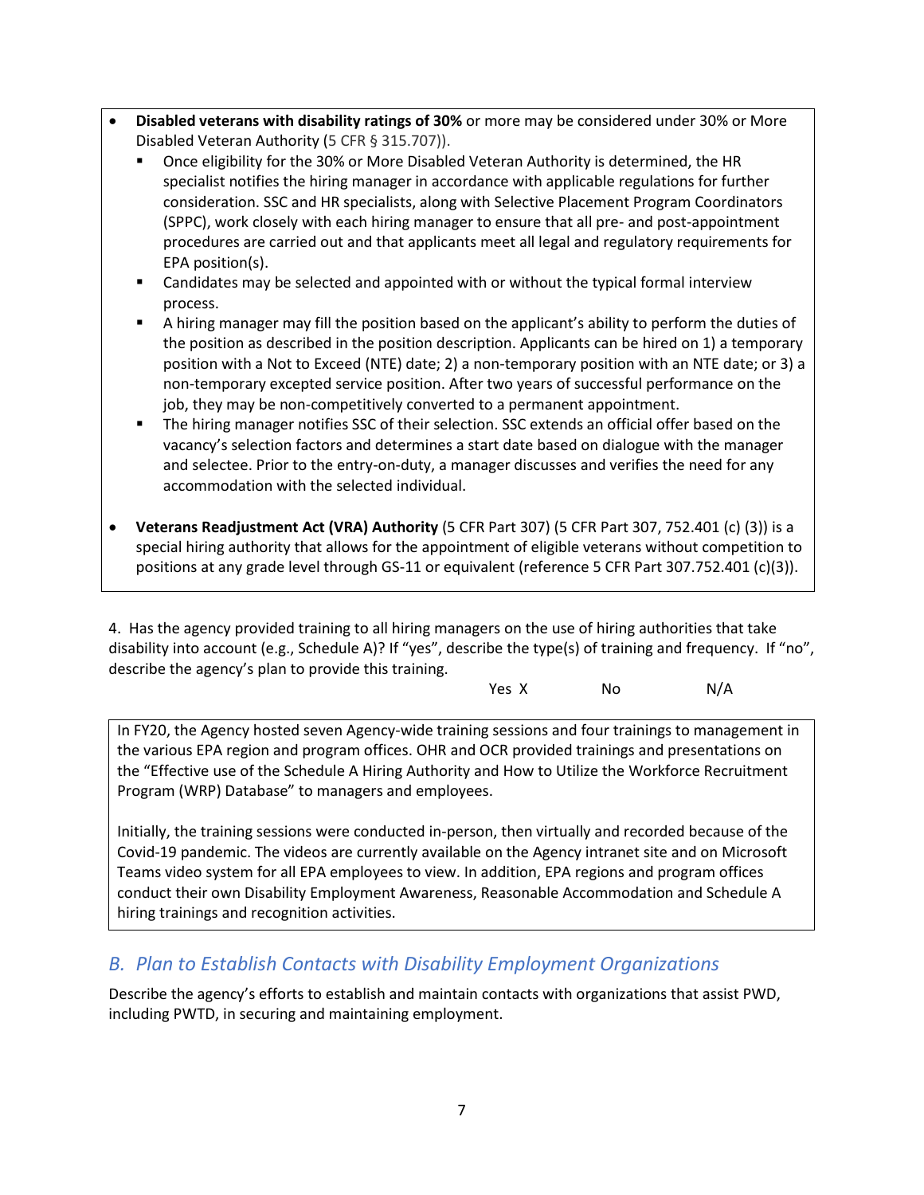- **Disabled veterans with disability ratings of 30%** or more may be considered under 30% or More Disabled Veteran Authority (5 CFR § 315.707)).
  - Once eligibility for the 30% or More Disabled Veteran Authority is determined, the HR specialist notifies the hiring manager in accordance with applicable regulations for further consideration. SSC and HR specialists, along with Selective Placement Program Coordinators (SPPC), work closely with each hiring manager to ensure that all pre- and post-appointment procedures are carried out and that applicants meet all legal and regulatory requirements for EPA position(s).
  - Candidates may be selected and appointed with or without the typical formal interview process.
  - A hiring manager may fill the position based on the applicant's ability to perform the duties of the position as described in the position description. Applicants can be hired on 1) a temporary position with a Not to Exceed (NTE) date; 2) a non-temporary position with an NTE date; or 3) a non-temporary excepted service position. After two years of successful performance on the job, they may be non-competitively converted to a permanent appointment.
  - The hiring manager notifies SSC of their selection. SSC extends an official offer based on the vacancy's selection factors and determines a start date based on dialogue with the manager and selectee. Prior to the entry-on-duty, a manager discusses and verifies the need for any accommodation with the selected individual.

- **Veterans Readjustment Act (VRA) Authority** (5 CFR Part 307) (5 CFR Part 307, 752.401 (c) (3)) is a special hiring authority that allows for the appointment of eligible veterans without competition to positions at any grade level through GS-11 or equivalent (reference 5 CFR Part 307.752.401 (c)(3)).

4. Has the agency provided training to all hiring managers on the use of hiring authorities that take disability into account (e.g., Schedule A)? If "yes", describe the type(s) of training and frequency. If "no", describe the agency's plan to provide this training.

Yes X No N/A

In FY20, the Agency hosted seven Agency-wide training sessions and four trainings to management in the various EPA region and program offices. OHR and OCR provided trainings and presentations on the "Effective use of the Schedule A Hiring Authority and How to Utilize the Workforce Recruitment Program (WRP) Database" to managers and employees.

Initially, the training sessions were conducted in-person, then virtually and recorded because of the Covid-19 pandemic. The videos are currently available on the Agency intranet site and on Microsoft Teams video system for all EPA employees to view. In addition, EPA regions and program offices conduct their own Disability Employment Awareness, Reasonable Accommodation and Schedule A hiring trainings and recognition activities.

## *B. Plan to Establish Contacts with Disability Employment Organizations*

Describe the agency's efforts to establish and maintain contacts with organizations that assist PWD, including PWTD, in securing and maintaining employment.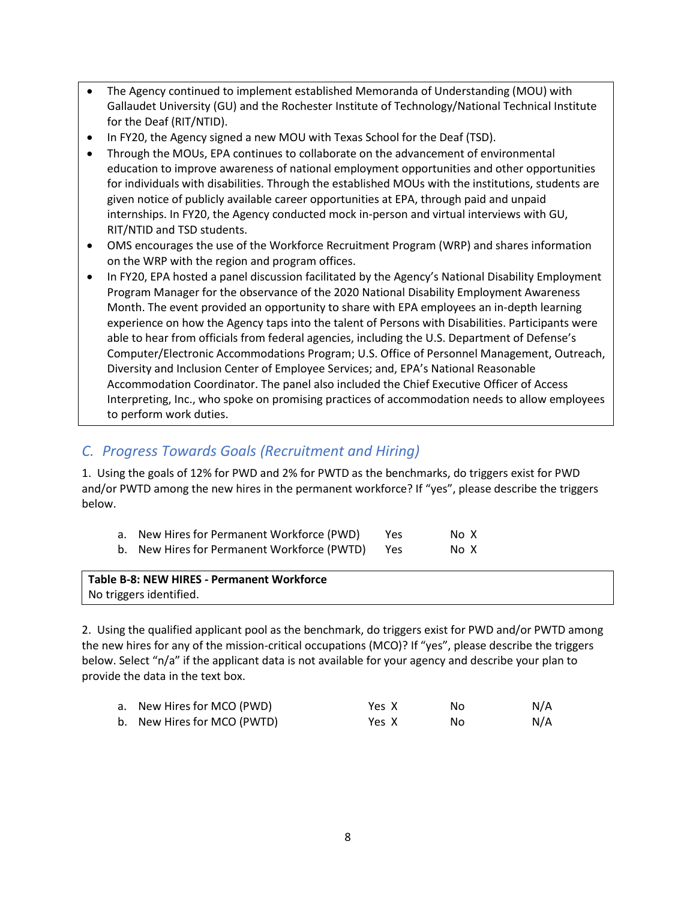- The Agency continued to implement established Memoranda of Understanding (MOU) with Gallaudet University (GU) and the Rochester Institute of Technology/National Technical Institute for the Deaf (RIT/NTID).
- In FY20, the Agency signed a new MOU with Texas School for the Deaf (TSD).
- Through the MOUs, EPA continues to collaborate on the advancement of environmental education to improve awareness of national employment opportunities and other opportunities for individuals with disabilities. Through the established MOUs with the institutions, students are given notice of publicly available career opportunities at EPA, through paid and unpaid internships. In FY20, the Agency conducted mock in-person and virtual interviews with GU, RIT/NTID and TSD students.
- OMS encourages the use of the Workforce Recruitment Program (WRP) and shares information on the WRP with the region and program offices.
- In FY20, EPA hosted a panel discussion facilitated by the Agency's National Disability Employment Program Manager for the observance of the 2020 National Disability Employment Awareness Month. The event provided an opportunity to share with EPA employees an in-depth learning experience on how the Agency taps into the talent of Persons with Disabilities. Participants were able to hear from officials from federal agencies, including the U.S. Department of Defense's Computer/Electronic Accommodations Program; U.S. Office of Personnel Management, Outreach, Diversity and Inclusion Center of Employee Services; and, EPA's National Reasonable Accommodation Coordinator. The panel also included the Chief Executive Officer of Access Interpreting, Inc., who spoke on promising practices of accommodation needs to allow employees to perform work duties.

## *C. Progress Towards Goals (Recruitment and Hiring)*

1. Using the goals of 12% for PWD and 2% for PWTD as the benchmarks, do triggers exist for PWD and/or PWTD among the new hires in the permanent workforce? If "yes", please describe the triggers below.

| | | | |
|---|---|---|---|
| a. | New Hires for Permanent Workforce (PWD) | Yes | No X |
| b. | New Hires for Permanent Workforce (PWTD) | Yes | No X |

**Table B-8: NEW HIRES - Permanent Workforce**
No triggers identified.

2. Using the qualified applicant pool as the benchmark, do triggers exist for PWD and/or PWTD among the new hires for any of the mission-critical occupations (MCO)? If "yes", please describe the triggers below. Select "n/a" if the applicant data is not available for your agency and describe your plan to provide the data in the text box.

| | | | | |
|---|---|---|---|---|
| a. | New Hires for MCO (PWD) | Yes X | No | N/A |
| b. | New Hires for MCO (PWTD) | Yes X | No | N/A |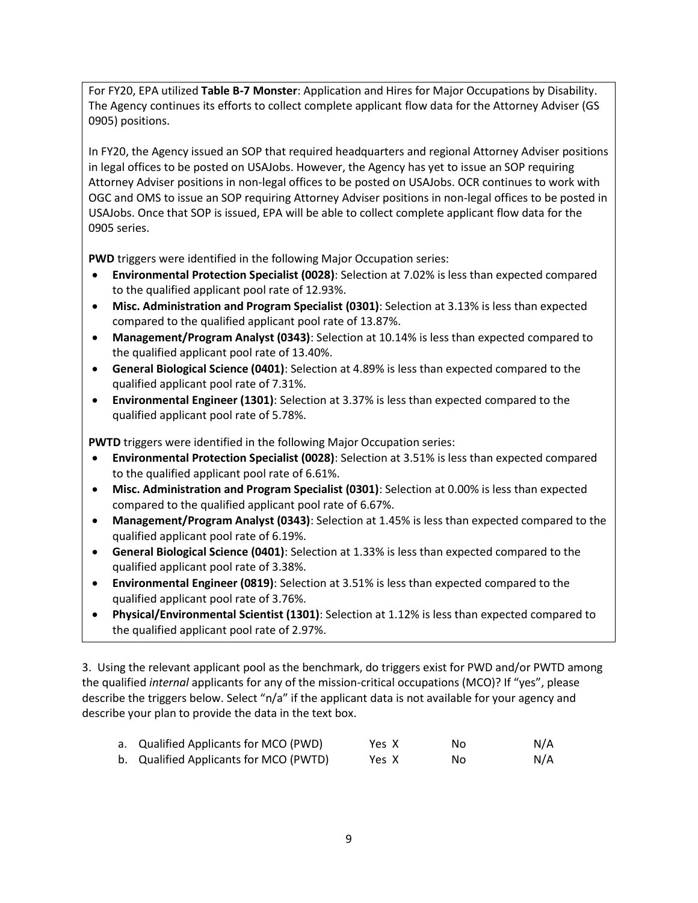For FY20, EPA utilized **Table B-7 Monster**: Application and Hires for Major Occupations by Disability. The Agency continues its efforts to collect complete applicant flow data for the Attorney Adviser (GS 0905) positions.

In FY20, the Agency issued an SOP that required headquarters and regional Attorney Adviser positions in legal offices to be posted on USAJobs. However, the Agency has yet to issue an SOP requiring Attorney Adviser positions in non-legal offices to be posted on USAJobs. OCR continues to work with OGC and OMS to issue an SOP requiring Attorney Adviser positions in non-legal offices to be posted in USAJobs. Once that SOP is issued, EPA will be able to collect complete applicant flow data for the 0905 series.

**PWD** triggers were identified in the following Major Occupation series:

- **Environmental Protection Specialist (0028)**: Selection at 7.02% is less than expected compared to the qualified applicant pool rate of 12.93%.
- **Misc. Administration and Program Specialist (0301)**: Selection at 3.13% is less than expected compared to the qualified applicant pool rate of 13.87%.
- **Management/Program Analyst (0343)**: Selection at 10.14% is less than expected compared to the qualified applicant pool rate of 13.40%.
- **General Biological Science (0401)**: Selection at 4.89% is less than expected compared to the qualified applicant pool rate of 7.31%.
- **Environmental Engineer (1301)**: Selection at 3.37% is less than expected compared to the qualified applicant pool rate of 5.78%.

**PWTD** triggers were identified in the following Major Occupation series:

- **Environmental Protection Specialist (0028)**: Selection at 3.51% is less than expected compared to the qualified applicant pool rate of 6.61%.
- **Misc. Administration and Program Specialist (0301)**: Selection at 0.00% is less than expected compared to the qualified applicant pool rate of 6.67%.
- **Management/Program Analyst (0343)**: Selection at 1.45% is less than expected compared to the qualified applicant pool rate of 6.19%.
- **General Biological Science (0401)**: Selection at 1.33% is less than expected compared to the qualified applicant pool rate of 3.38%.
- **Environmental Engineer (0819)**: Selection at 3.51% is less than expected compared to the qualified applicant pool rate of 3.76%.
- **Physical/Environmental Scientist (1301)**: Selection at 1.12% is less than expected compared to the qualified applicant pool rate of 2.97%.

3. Using the relevant applicant pool as the benchmark, do triggers exist for PWD and/or PWTD among the qualified *internal* applicants for any of the mission-critical occupations (MCO)? If "yes", please describe the triggers below. Select "n/a" if the applicant data is not available for your agency and describe your plan to provide the data in the text box.

a. Qualified Applicants for MCO (PWD) Yes X No N/A

b. Qualified Applicants for MCO (PWTD) Yes X No N/A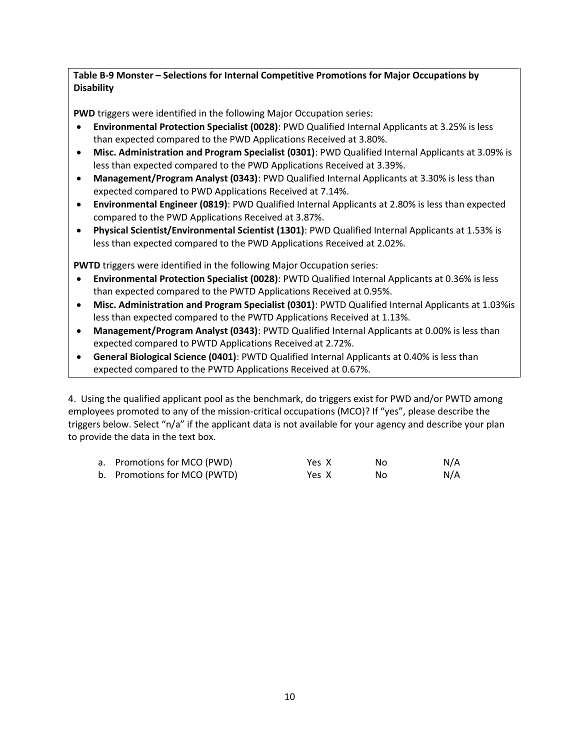**Table B-9 Monster – Selections for Internal Competitive Promotions for Major Occupations by Disability**

**PWD** triggers were identified in the following Major Occupation series:

- **Environmental Protection Specialist (0028)**: PWD Qualified Internal Applicants at 3.25% is less than expected compared to the PWD Applications Received at 3.80%.
- **Misc. Administration and Program Specialist (0301)**: PWD Qualified Internal Applicants at 3.09% is less than expected compared to the PWD Applications Received at 3.39%.
- **Management/Program Analyst (0343)**: PWD Qualified Internal Applicants at 3.30% is less than expected compared to PWD Applications Received at 7.14%.
- **Environmental Engineer (0819)**: PWD Qualified Internal Applicants at 2.80% is less than expected compared to the PWD Applications Received at 3.87%.
- **Physical Scientist/Environmental Scientist (1301)**: PWD Qualified Internal Applicants at 1.53% is less than expected compared to the PWD Applications Received at 2.02%.

**PWTD** triggers were identified in the following Major Occupation series:

- **Environmental Protection Specialist (0028)**: PWTD Qualified Internal Applicants at 0.36% is less than expected compared to the PWTD Applications Received at 0.95%.
- **Misc. Administration and Program Specialist (0301)**: PWTD Qualified Internal Applicants at 1.03%is less than expected compared to the PWTD Applications Received at 1.13%.
- **Management/Program Analyst (0343)**: PWTD Qualified Internal Applicants at 0.00% is less than expected compared to PWTD Applications Received at 2.72%.
- **General Biological Science (0401)**: PWTD Qualified Internal Applicants at 0.40% is less than expected compared to the PWTD Applications Received at 0.67%.

4. Using the qualified applicant pool as the benchmark, do triggers exist for PWD and/or PWTD among employees promoted to any of the mission-critical occupations (MCO)? If "yes", please describe the triggers below. Select "n/a" if the applicant data is not available for your agency and describe your plan to provide the data in the text box.

| | | | |
|---|---|---|---|
| a. Promotions for MCO (PWD) | Yes X | No | N/A |
| b. Promotions for MCO (PWTD) | Yes X | No | N/A |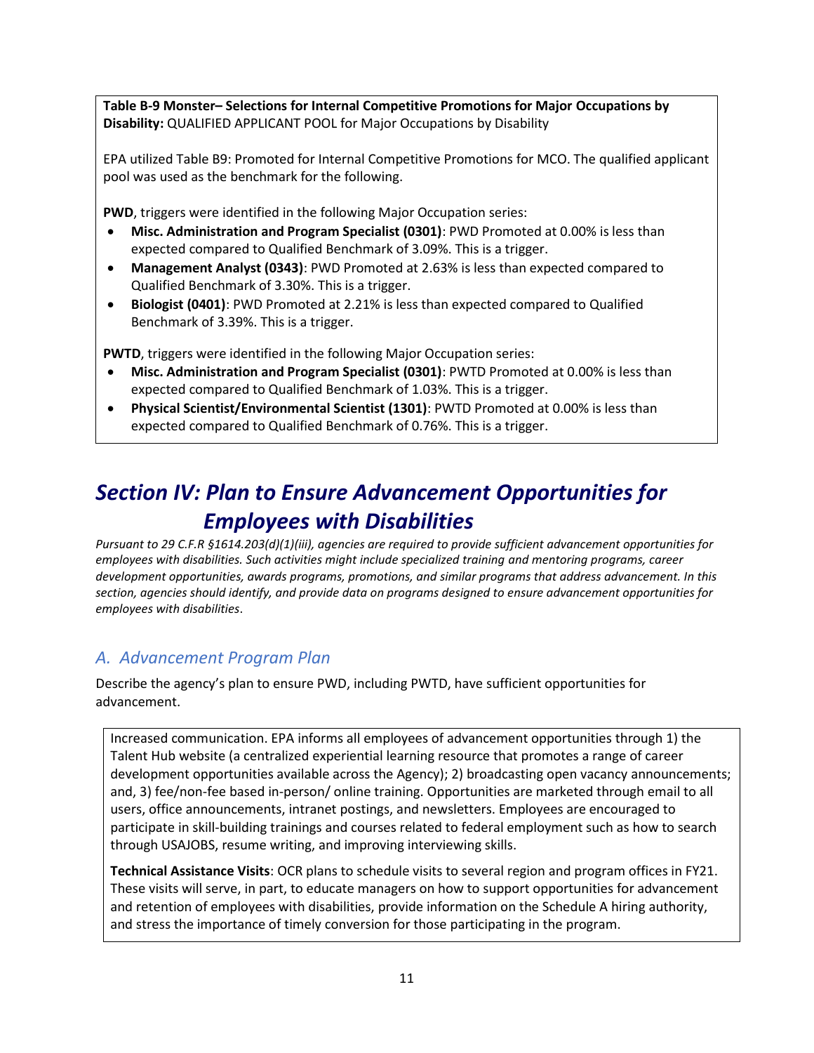**Table B-9 Monster– Selections for Internal Competitive Promotions for Major Occupations by Disability:** QUALIFIED APPLICANT POOL for Major Occupations by Disability

EPA utilized Table B9: Promoted for Internal Competitive Promotions for MCO. The qualified applicant pool was used as the benchmark for the following.

**PWD**, triggers were identified in the following Major Occupation series:

- **Misc. Administration and Program Specialist (0301)**: PWD Promoted at 0.00% is less than expected compared to Qualified Benchmark of 3.09%. This is a trigger.
- **Management Analyst (0343)**: PWD Promoted at 2.63% is less than expected compared to Qualified Benchmark of 3.30%. This is a trigger.
- **Biologist (0401)**: PWD Promoted at 2.21% is less than expected compared to Qualified Benchmark of 3.39%. This is a trigger.

**PWTD**, triggers were identified in the following Major Occupation series:

- **Misc. Administration and Program Specialist (0301)**: PWTD Promoted at 0.00% is less than expected compared to Qualified Benchmark of 1.03%. This is a trigger.
- **Physical Scientist/Environmental Scientist (1301)**: PWTD Promoted at 0.00% is less than expected compared to Qualified Benchmark of 0.76%. This is a trigger.

# *Section IV: Plan to Ensure Advancement Opportunities for Employees with Disabilities*

*Pursuant to 29 C.F.R §1614.203(d)(1)(iii), agencies are required to provide sufficient advancement opportunities for employees with disabilities. Such activities might include specialized training and mentoring programs, career development opportunities, awards programs, promotions, and similar programs that address advancement. In this section, agencies should identify, and provide data on programs designed to ensure advancement opportunities for employees with disabilities*.

## *A. Advancement Program Plan*

Describe the agency's plan to ensure PWD, including PWTD, have sufficient opportunities for advancement.

Increased communication. EPA informs all employees of advancement opportunities through 1) the Talent Hub website (a centralized experiential learning resource that promotes a range of career development opportunities available across the Agency); 2) broadcasting open vacancy announcements; and, 3) fee/non-fee based in-person/ online training. Opportunities are marketed through email to all users, office announcements, intranet postings, and newsletters. Employees are encouraged to participate in skill-building trainings and courses related to federal employment such as how to search through USAJOBS, resume writing, and improving interviewing skills.

**Technical Assistance Visits**: OCR plans to schedule visits to several region and program offices in FY21. These visits will serve, in part, to educate managers on how to support opportunities for advancement and retention of employees with disabilities, provide information on the Schedule A hiring authority, and stress the importance of timely conversion for those participating in the program.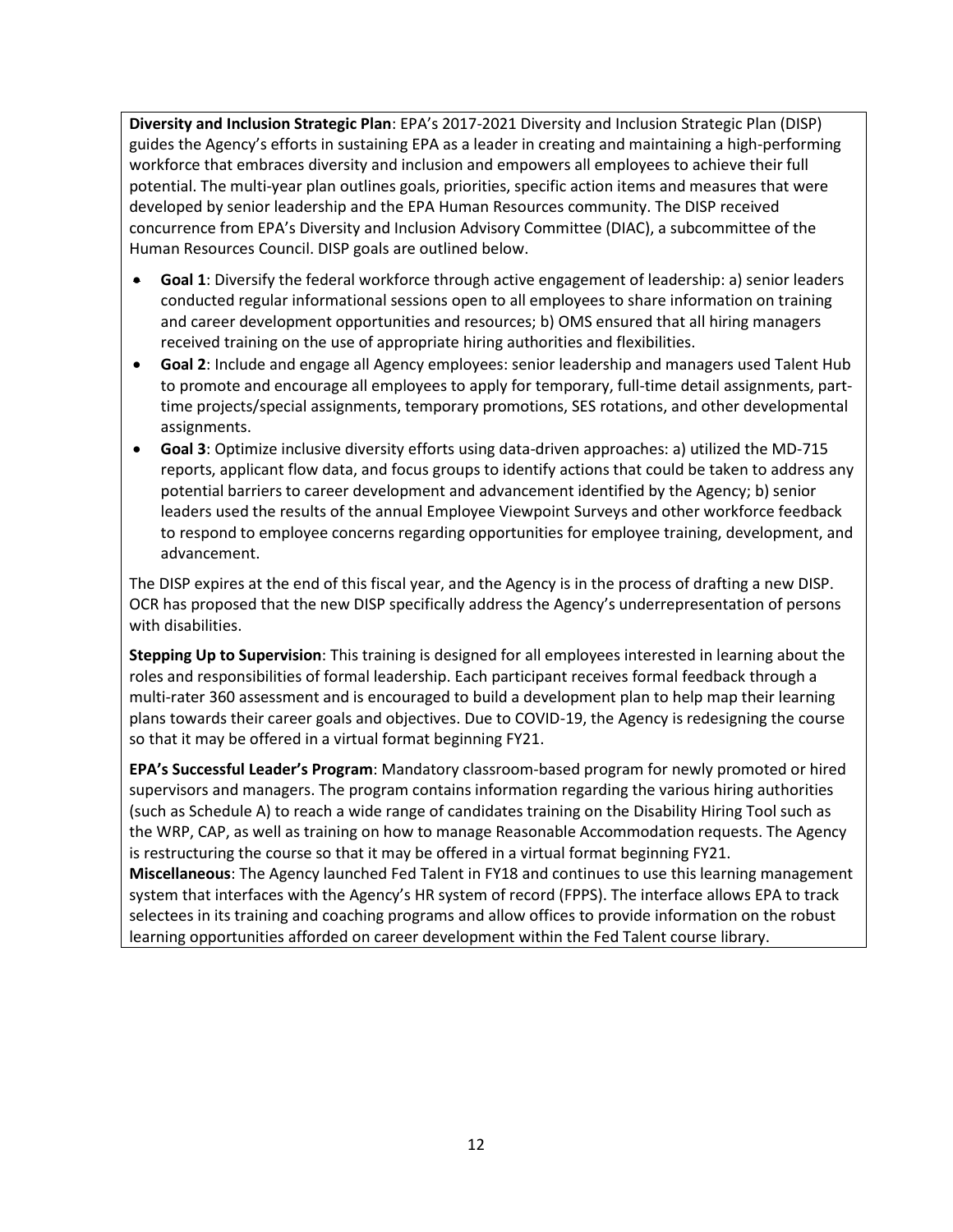**Diversity and Inclusion Strategic Plan**: EPA's 2017-2021 Diversity and Inclusion Strategic Plan (DISP) guides the Agency's efforts in sustaining EPA as a leader in creating and maintaining a high-performing workforce that embraces diversity and inclusion and empowers all employees to achieve their full potential. The multi-year plan outlines goals, priorities, specific action items and measures that were developed by senior leadership and the EPA Human Resources community. The DISP received concurrence from EPA's Diversity and Inclusion Advisory Committee (DIAC), a subcommittee of the Human Resources Council. DISP goals are outlined below.

- **Goal 1**: Diversify the federal workforce through active engagement of leadership: a) senior leaders conducted regular informational sessions open to all employees to share information on training and career development opportunities and resources; b) OMS ensured that all hiring managers received training on the use of appropriate hiring authorities and flexibilities.
- **Goal 2**: Include and engage all Agency employees: senior leadership and managers used Talent Hub to promote and encourage all employees to apply for temporary, full-time detail assignments, part-time projects/special assignments, temporary promotions, SES rotations, and other developmental assignments.
- **Goal 3**: Optimize inclusive diversity efforts using data-driven approaches: a) utilized the MD-715 reports, applicant flow data, and focus groups to identify actions that could be taken to address any potential barriers to career development and advancement identified by the Agency; b) senior leaders used the results of the annual Employee Viewpoint Surveys and other workforce feedback to respond to employee concerns regarding opportunities for employee training, development, and advancement.

The DISP expires at the end of this fiscal year, and the Agency is in the process of drafting a new DISP. OCR has proposed that the new DISP specifically address the Agency's underrepresentation of persons with disabilities.

**Stepping Up to Supervision**: This training is designed for all employees interested in learning about the roles and responsibilities of formal leadership. Each participant receives formal feedback through a multi-rater 360 assessment and is encouraged to build a development plan to help map their learning plans towards their career goals and objectives. Due to COVID-19, the Agency is redesigning the course so that it may be offered in a virtual format beginning FY21.

**EPA's Successful Leader's Program**: Mandatory classroom-based program for newly promoted or hired supervisors and managers. The program contains information regarding the various hiring authorities (such as Schedule A) to reach a wide range of candidates training on the Disability Hiring Tool such as the WRP, CAP, as well as training on how to manage Reasonable Accommodation requests. The Agency is restructuring the course so that it may be offered in a virtual format beginning FY21.

**Miscellaneous**: The Agency launched Fed Talent in FY18 and continues to use this learning management system that interfaces with the Agency's HR system of record (FPPS). The interface allows EPA to track selectees in its training and coaching programs and allow offices to provide information on the robust learning opportunities afforded on career development within the Fed Talent course library.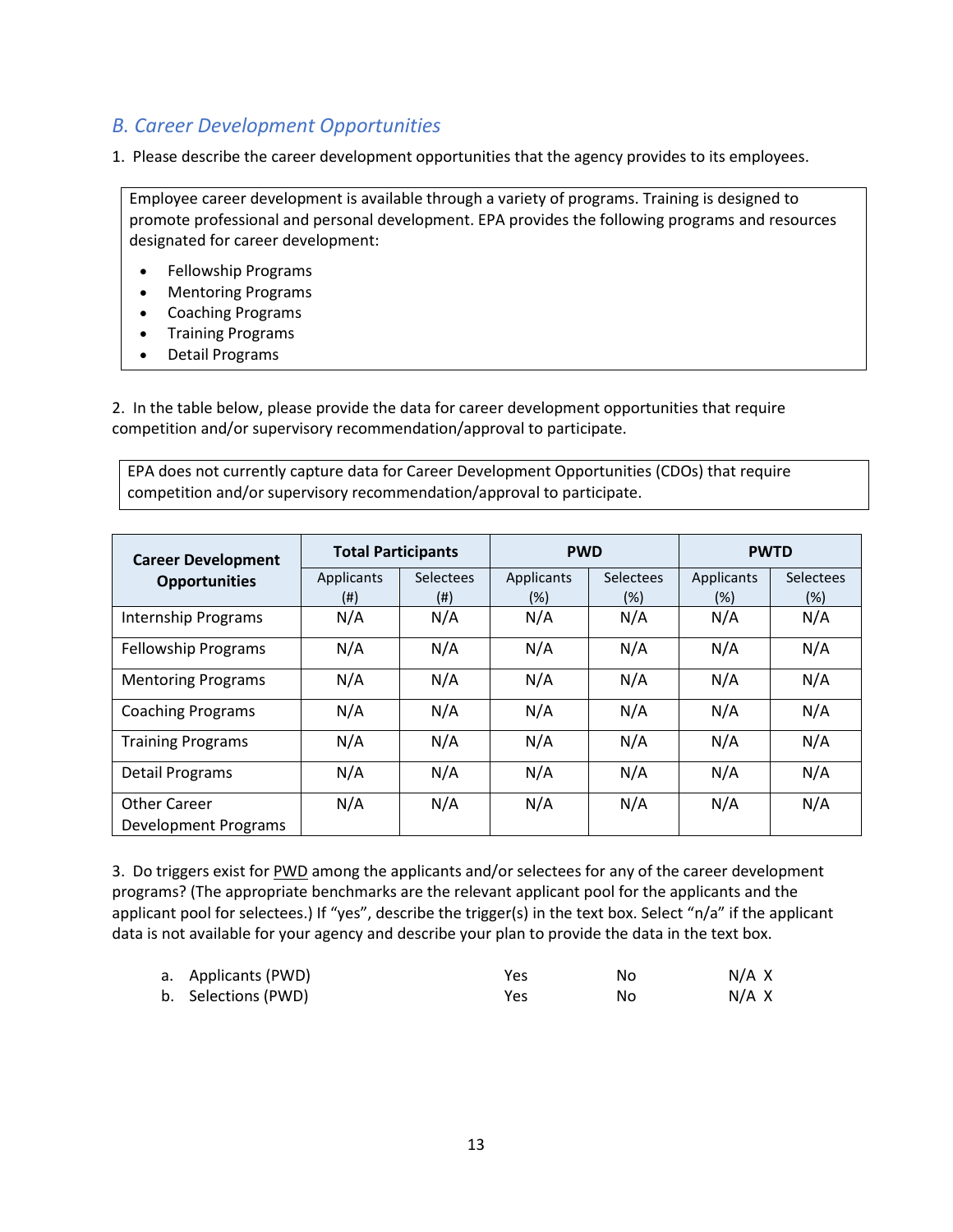### *B. Career Development Opportunities*

1. Please describe the career development opportunities that the agency provides to its employees.

Employee career development is available through a variety of programs. Training is designed to promote professional and personal development. EPA provides the following programs and resources designated for career development:

- Fellowship Programs
- Mentoring Programs
- Coaching Programs
- Training Programs
- Detail Programs

2. In the table below, please provide the data for career development opportunities that require competition and/or supervisory recommendation/approval to participate.

EPA does not currently capture data for Career Development Opportunities (CDOs) that require competition and/or supervisory recommendation/approval to participate.

| Career Development Opportunities | Total Participants | | PWD | | PWTD | |
|---|---|---|---|---|---|---|
| | Applicants (#) | Selectees (#) | Applicants (%) | Selectees (%) | Applicants (%) | Selectees (%) |
| Internship Programs | N/A | N/A | N/A | N/A | N/A | N/A |
| Fellowship Programs | N/A | N/A | N/A | N/A | N/A | N/A |
| Mentoring Programs | N/A | N/A | N/A | N/A | N/A | N/A |
| Coaching Programs | N/A | N/A | N/A | N/A | N/A | N/A |
| Training Programs | N/A | N/A | N/A | N/A | N/A | N/A |
| Detail Programs | N/A | N/A | N/A | N/A | N/A | N/A |
| Other Career Development Programs | N/A | N/A | N/A | N/A | N/A | N/A |

3. Do triggers exist for PWD among the applicants and/or selectees for any of the career development programs? (The appropriate benchmarks are the relevant applicant pool for the applicants and the applicant pool for selectees.) If "yes", describe the trigger(s) in the text box. Select "n/a" if the applicant data is not available for your agency and describe your plan to provide the data in the text box.

a. Applicants (PWD) Yes No N/A X
b. Selections (PWD) Yes No N/A X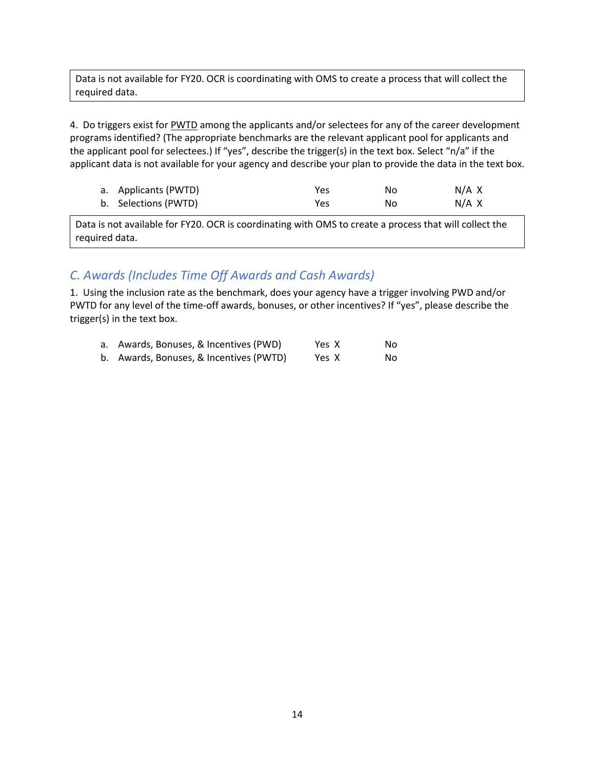Data is not available for FY20. OCR is coordinating with OMS to create a process that will collect the required data.

4. Do triggers exist for PWTD among the applicants and/or selectees for any of the career development programs identified? (The appropriate benchmarks are the relevant applicant pool for applicants and the applicant pool for selectees.) If "yes", describe the trigger(s) in the text box. Select "n/a" if the applicant data is not available for your agency and describe your plan to provide the data in the text box.

| | Yes | No | N/A |
|---|---|---|---|
| a. Applicants (PWTD) | | | X |
| b. Selections (PWTD) | | | X |

Data is not available for FY20. OCR is coordinating with OMS to create a process that will collect the required data.

## *C. Awards (Includes Time Off Awards and Cash Awards)*

1. Using the inclusion rate as the benchmark, does your agency have a trigger involving PWD and/or PWTD for any level of the time-off awards, bonuses, or other incentives? If "yes", please describe the trigger(s) in the text box.

| | Yes | No |
|---|---|---|
| a. Awards, Bonuses, & Incentives (PWD) | X | |
| b. Awards, Bonuses, & Incentives (PWTD) | X | |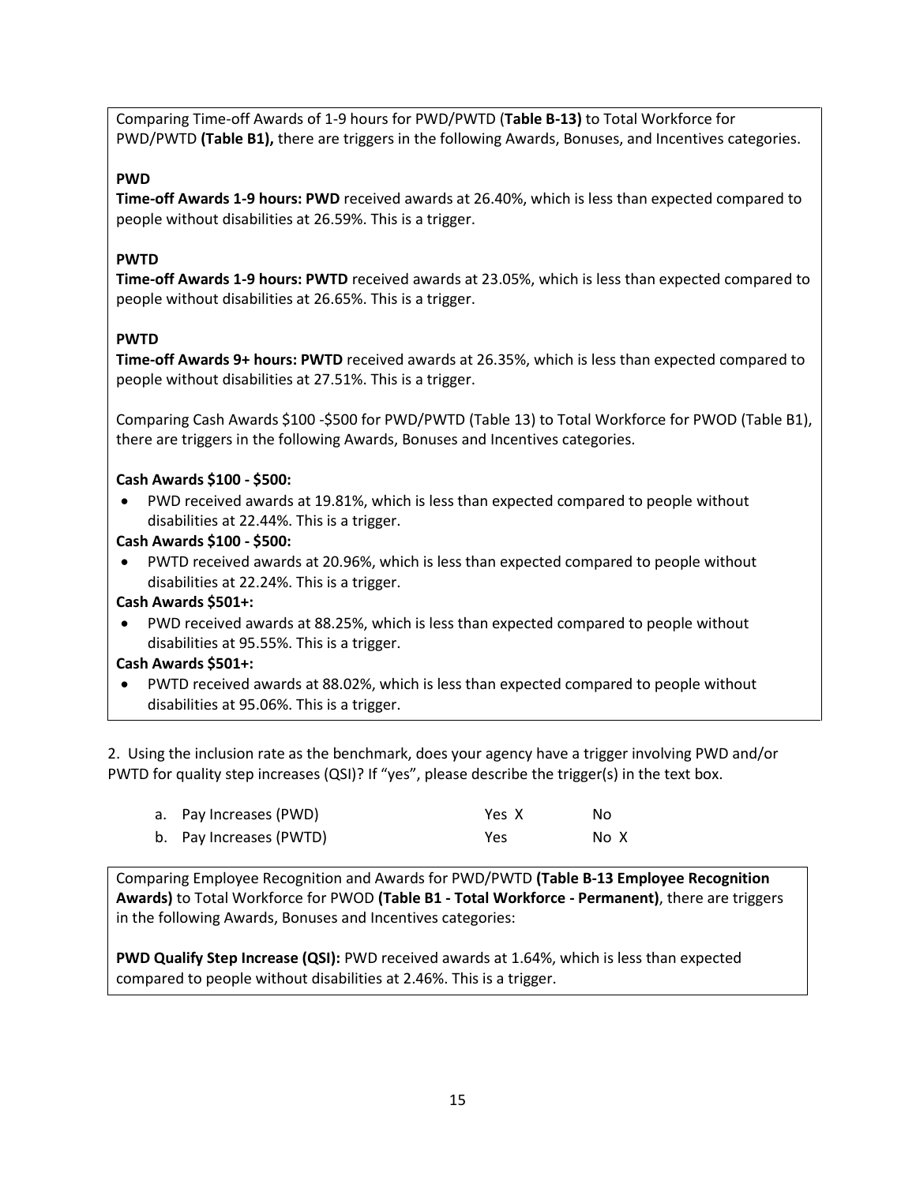Comparing Time-off Awards of 1-9 hours for PWD/PWTD (**Table B-13)** to Total Workforce for PWD/PWTD **(Table B1),** there are triggers in the following Awards, Bonuses, and Incentives categories.

**PWD**

**Time-off Awards 1-9 hours: PWD** received awards at 26.40%, which is less than expected compared to people without disabilities at 26.59%. This is a trigger.

**PWTD**

**Time-off Awards 1-9 hours: PWTD** received awards at 23.05%, which is less than expected compared to people without disabilities at 26.65%. This is a trigger.

**PWTD**

**Time-off Awards 9+ hours: PWTD** received awards at 26.35%, which is less than expected compared to people without disabilities at 27.51%. This is a trigger.

Comparing Cash Awards $100 -$500 for PWD/PWTD (Table 13) to Total Workforce for PWOD (Table B1), there are triggers in the following Awards, Bonuses and Incentives categories.

**Cash Awards $100 - $500:**

- PWD received awards at 19.81%, which is less than expected compared to people without disabilities at 22.44%. This is a trigger.

**Cash Awards $100 - $500:**

- PWTD received awards at 20.96%, which is less than expected compared to people without disabilities at 22.24%. This is a trigger.

**Cash Awards $501+:**

- PWD received awards at 88.25%, which is less than expected compared to people without disabilities at 95.55%. This is a trigger.

**Cash Awards $501+:**

- PWTD received awards at 88.02%, which is less than expected compared to people without disabilities at 95.06%. This is a trigger.

2. Using the inclusion rate as the benchmark, does your agency have a trigger involving PWD and/or PWTD for quality step increases (QSI)? If "yes", please describe the trigger(s) in the text box.

| | | |
|---|---|---|
| a. Pay Increases (PWD) | Yes X | No |
| b. Pay Increases (PWTD) | Yes | No X |

Comparing Employee Recognition and Awards for PWD/PWTD **(Table B-13 Employee Recognition Awards)** to Total Workforce for PWOD **(Table B1 - Total Workforce - Permanent)**, there are triggers in the following Awards, Bonuses and Incentives categories:

**PWD Qualify Step Increase (QSI):** PWD received awards at 1.64%, which is less than expected compared to people without disabilities at 2.46%. This is a trigger.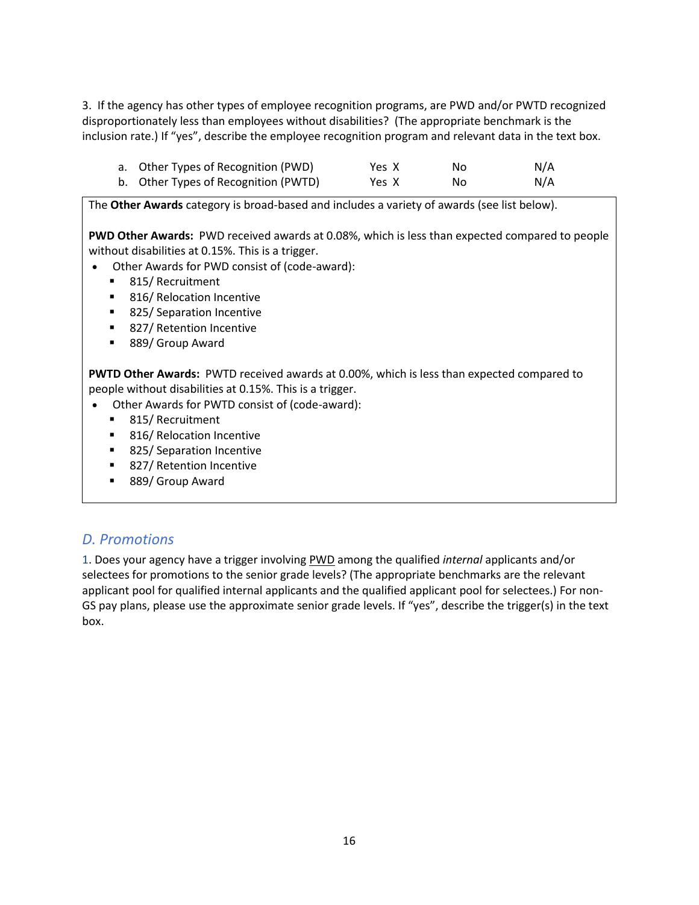3. If the agency has other types of employee recognition programs, are PWD and/or PWTD recognized disproportionately less than employees without disabilities? (The appropriate benchmark is the inclusion rate.) If "yes", describe the employee recognition program and relevant data in the text box.

| | Yes | No | N/A |
|---|---|---|---|
| a. Other Types of Recognition (PWD) | Yes X | No | N/A |
| b. Other Types of Recognition (PWTD) | Yes X | No | N/A |

The **Other Awards** category is broad-based and includes a variety of awards (see list below).

**PWD Other Awards:** PWD received awards at 0.08%, which is less than expected compared to people without disabilities at 0.15%. This is a trigger.

- Other Awards for PWD consist of (code-award):
  - 815/ Recruitment
  - 816/ Relocation Incentive
  - 825/ Separation Incentive
  - 827/ Retention Incentive
  - 889/ Group Award

**PWTD Other Awards:** PWTD received awards at 0.00%, which is less than expected compared to people without disabilities at 0.15%. This is a trigger.

- Other Awards for PWTD consist of (code-award):
  - 815/ Recruitment
  - 816/ Relocation Incentive
  - 825/ Separation Incentive
  - 827/ Retention Incentive
  - 889/ Group Award

## *D. Promotions*

1. Does your agency have a trigger involving PWD among the qualified *internal* applicants and/or selectees for promotions to the senior grade levels? (The appropriate benchmarks are the relevant applicant pool for qualified internal applicants and the qualified applicant pool for selectees.) For non-GS pay plans, please use the approximate senior grade levels. If "yes", describe the trigger(s) in the text box.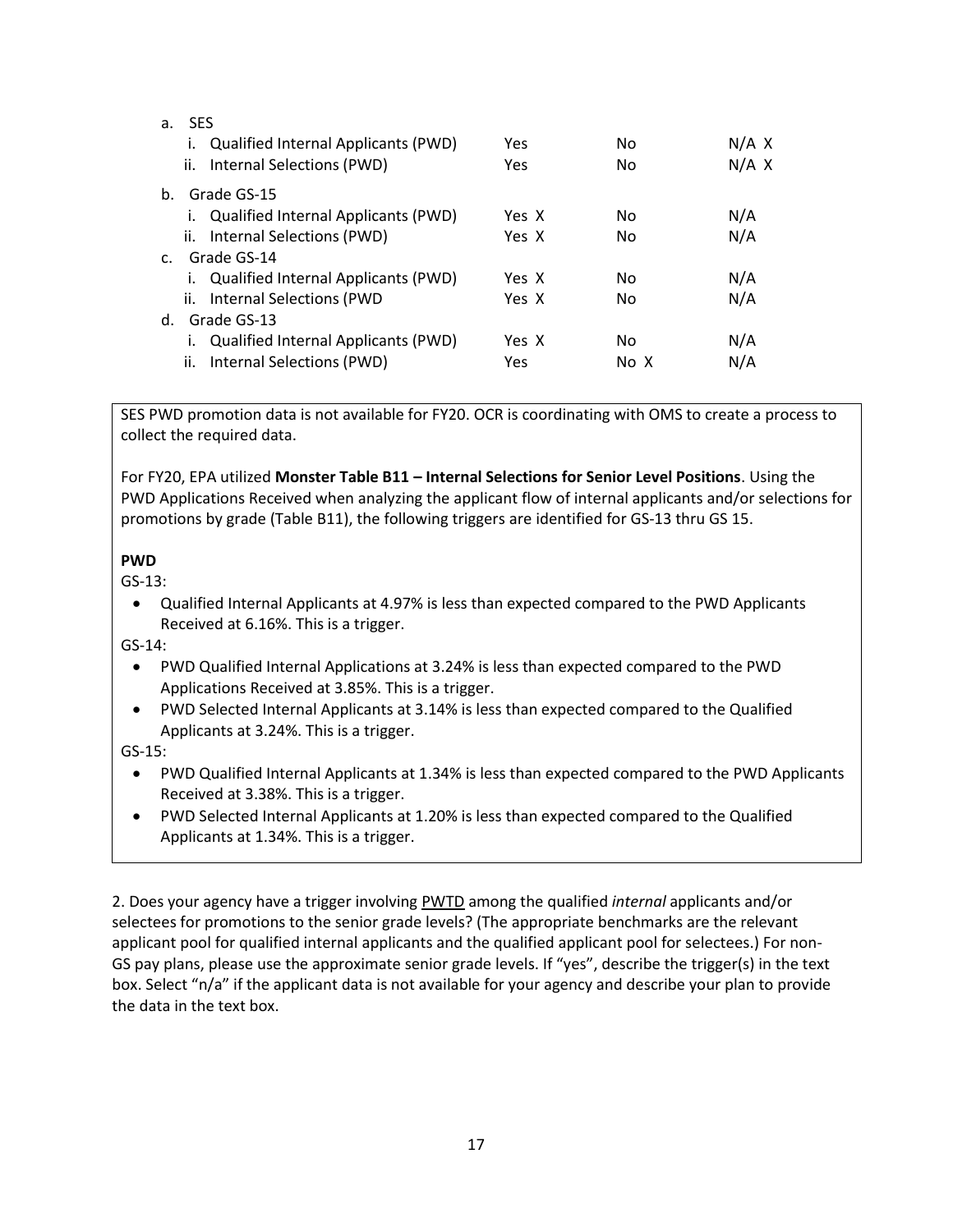a. SES

| | Yes | No | N/A |
|---|---|---|---|
| i. Qualified Internal Applicants (PWD) | Yes | No | N/A X |
| ii. Internal Selections (PWD) | Yes | No | N/A X |

b. Grade GS-15

| | Yes | No | N/A |
|---|---|---|---|
| i. Qualified Internal Applicants (PWD) | Yes X | No | N/A |
| ii. Internal Selections (PWD) | Yes X | No | N/A |

c. Grade GS-14

| | Yes | No | N/A |
|---|---|---|---|
| i. Qualified Internal Applicants (PWD) | Yes X | No | N/A |
| ii. Internal Selections (PWD | Yes X | No | N/A |

d. Grade GS-13

| | Yes | No | N/A |
|---|---|---|---|
| i. Qualified Internal Applicants (PWD) | Yes X | No | N/A |
| ii. Internal Selections (PWD) | Yes | No X | N/A |

SES PWD promotion data is not available for FY20. OCR is coordinating with OMS to create a process to collect the required data.

For FY20, EPA utilized **Monster Table B11 – Internal Selections for Senior Level Positions**. Using the PWD Applications Received when analyzing the applicant flow of internal applicants and/or selections for promotions by grade (Table B11), the following triggers are identified for GS-13 thru GS 15.

**PWD**

GS-13:

- Qualified Internal Applicants at 4.97% is less than expected compared to the PWD Applicants Received at 6.16%. This is a trigger.

GS-14:

- PWD Qualified Internal Applications at 3.24% is less than expected compared to the PWD Applications Received at 3.85%. This is a trigger.
- PWD Selected Internal Applicants at 3.14% is less than expected compared to the Qualified Applicants at 3.24%. This is a trigger.

GS-15:

- PWD Qualified Internal Applicants at 1.34% is less than expected compared to the PWD Applicants Received at 3.38%. This is a trigger.
- PWD Selected Internal Applicants at 1.20% is less than expected compared to the Qualified Applicants at 1.34%. This is a trigger.

2. Does your agency have a trigger involving PWTD among the qualified *internal* applicants and/or selectees for promotions to the senior grade levels? (The appropriate benchmarks are the relevant applicant pool for qualified internal applicants and the qualified applicant pool for selectees.) For non-GS pay plans, please use the approximate senior grade levels. If "yes", describe the trigger(s) in the text box. Select "n/a" if the applicant data is not available for your agency and describe your plan to provide the data in the text box.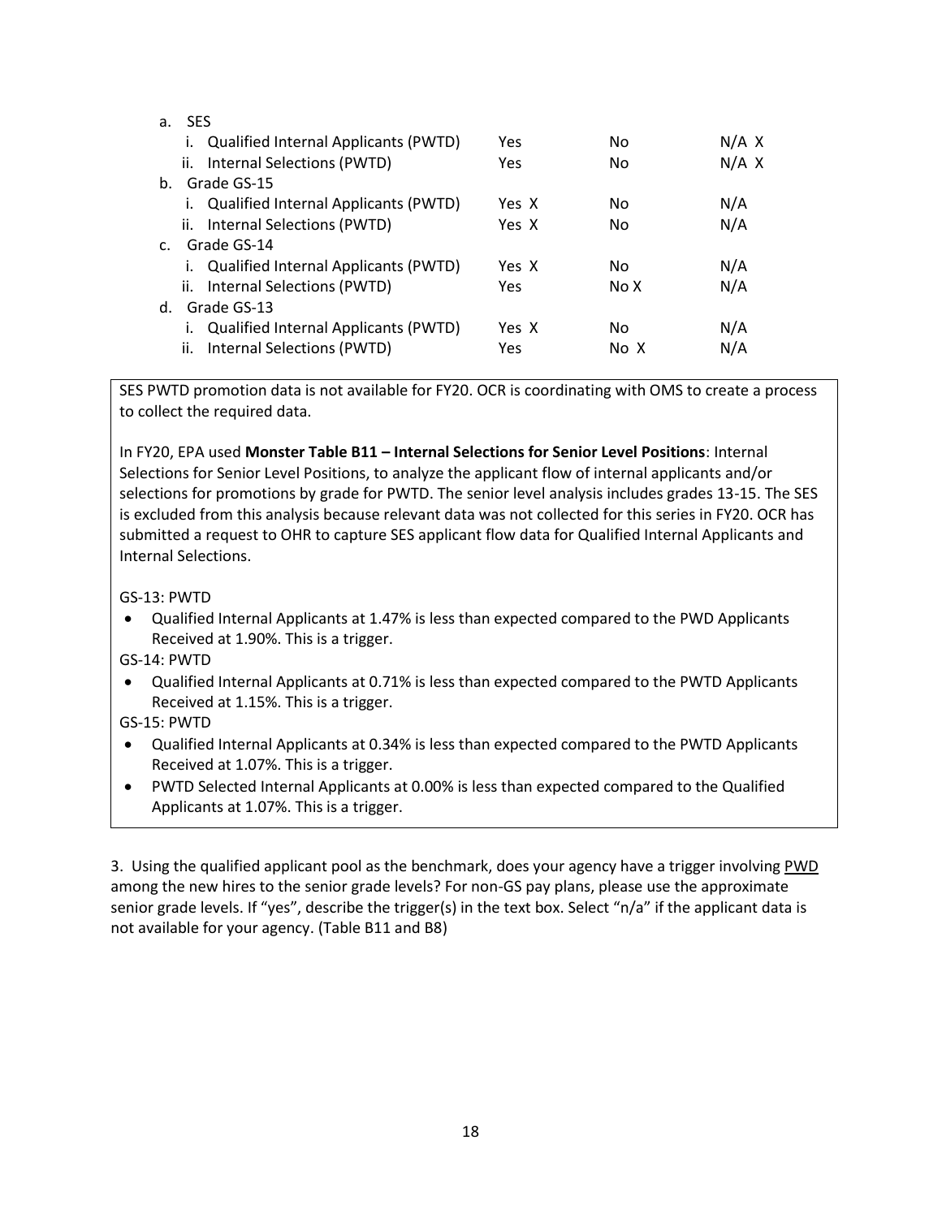a. SES
   i. Qualified Internal Applicants (PWTD) Yes No N/A X
   ii. Internal Selections (PWTD) Yes No N/A X
b. Grade GS-15
   i. Qualified Internal Applicants (PWTD) Yes X No N/A
   ii. Internal Selections (PWTD) Yes X No N/A
c. Grade GS-14
   i. Qualified Internal Applicants (PWTD) Yes X No N/A
   ii. Internal Selections (PWTD) Yes No X N/A
d. Grade GS-13
   i. Qualified Internal Applicants (PWTD) Yes X No N/A
   ii. Internal Selections (PWTD) Yes No X N/A

SES PWTD promotion data is not available for FY20. OCR is coordinating with OMS to create a process to collect the required data.

In FY20, EPA used **Monster Table B11 – Internal Selections for Senior Level Positions**: Internal Selections for Senior Level Positions, to analyze the applicant flow of internal applicants and/or selections for promotions by grade for PWTD. The senior level analysis includes grades 13-15. The SES is excluded from this analysis because relevant data was not collected for this series in FY20. OCR has submitted a request to OHR to capture SES applicant flow data for Qualified Internal Applicants and Internal Selections.

GS-13: PWTD

- Qualified Internal Applicants at 1.47% is less than expected compared to the PWD Applicants Received at 1.90%. This is a trigger.

GS-14: PWTD

- Qualified Internal Applicants at 0.71% is less than expected compared to the PWTD Applicants Received at 1.15%. This is a trigger.

GS-15: PWTD

- Qualified Internal Applicants at 0.34% is less than expected compared to the PWTD Applicants Received at 1.07%. This is a trigger.
- PWTD Selected Internal Applicants at 0.00% is less than expected compared to the Qualified Applicants at 1.07%. This is a trigger.

3. Using the qualified applicant pool as the benchmark, does your agency have a trigger involving PWD among the new hires to the senior grade levels? For non-GS pay plans, please use the approximate senior grade levels. If "yes", describe the trigger(s) in the text box. Select "n/a" if the applicant data is not available for your agency. (Table B11 and B8)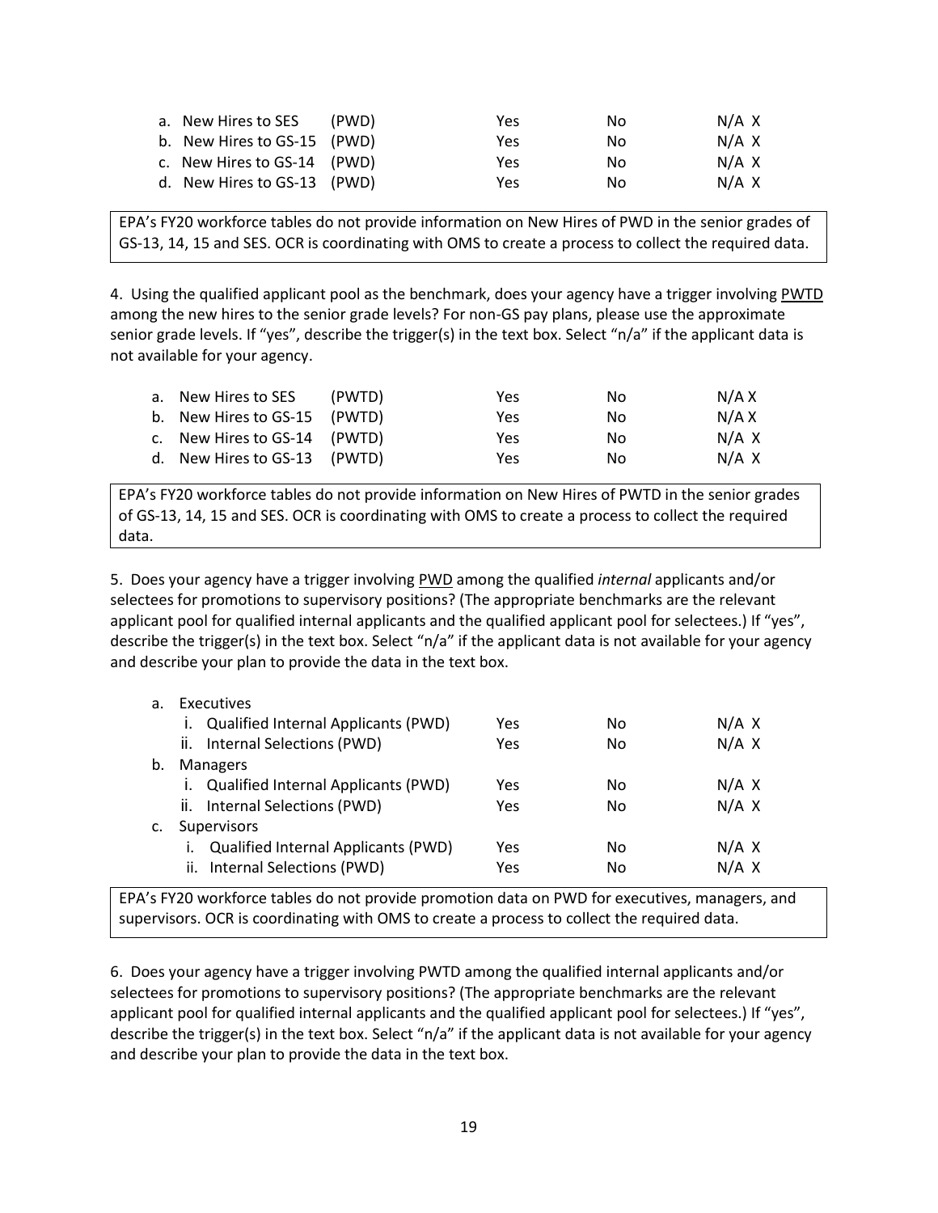| | | Yes | No | N/A |
|---|---|---|---|---|
| a. New Hires to SES | (PWD) | Yes | No | N/A X |
| b. New Hires to GS-15 | (PWD) | Yes | No | N/A X |
| c. New Hires to GS-14 | (PWD) | Yes | No | N/A X |
| d. New Hires to GS-13 | (PWD) | Yes | No | N/A X |

EPA's FY20 workforce tables do not provide information on New Hires of PWD in the senior grades of GS-13, 14, 15 and SES. OCR is coordinating with OMS to create a process to collect the required data.

4. Using the qualified applicant pool as the benchmark, does your agency have a trigger involving PWTD among the new hires to the senior grade levels? For non-GS pay plans, please use the approximate senior grade levels. If "yes", describe the trigger(s) in the text box. Select "n/a" if the applicant data is not available for your agency.

| | | Yes | No | N/A |
|---|---|---|---|---|
| a. New Hires to SES | (PWTD) | Yes | No | N/A X |
| b. New Hires to GS-15 | (PWTD) | Yes | No | N/A X |
| c. New Hires to GS-14 | (PWTD) | Yes | No | N/A X |
| d. New Hires to GS-13 | (PWTD) | Yes | No | N/A X |

EPA's FY20 workforce tables do not provide information on New Hires of PWTD in the senior grades of GS-13, 14, 15 and SES. OCR is coordinating with OMS to create a process to collect the required data.

5. Does your agency have a trigger involving PWD among the qualified *internal* applicants and/or selectees for promotions to supervisory positions? (The appropriate benchmarks are the relevant applicant pool for qualified internal applicants and the qualified applicant pool for selectees.) If "yes", describe the trigger(s) in the text box. Select "n/a" if the applicant data is not available for your agency and describe your plan to provide the data in the text box.

| | Yes | No | N/A |
|---|---|---|---|
| a. Executives | | | |
| i. Qualified Internal Applicants (PWD) | Yes | No | N/A X |
| ii. Internal Selections (PWD) | Yes | No | N/A X |
| b. Managers | | | |
| i. Qualified Internal Applicants (PWD) | Yes | No | N/A X |
| ii. Internal Selections (PWD) | Yes | No | N/A X |
| c. Supervisors | | | |
| i. Qualified Internal Applicants (PWD) | Yes | No | N/A X |
| ii. Internal Selections (PWD) | Yes | No | N/A X |

EPA's FY20 workforce tables do not provide promotion data on PWD for executives, managers, and supervisors. OCR is coordinating with OMS to create a process to collect the required data.

6. Does your agency have a trigger involving PWTD among the qualified internal applicants and/or selectees for promotions to supervisory positions? (The appropriate benchmarks are the relevant applicant pool for qualified internal applicants and the qualified applicant pool for selectees.) If "yes", describe the trigger(s) in the text box. Select "n/a" if the applicant data is not available for your agency and describe your plan to provide the data in the text box.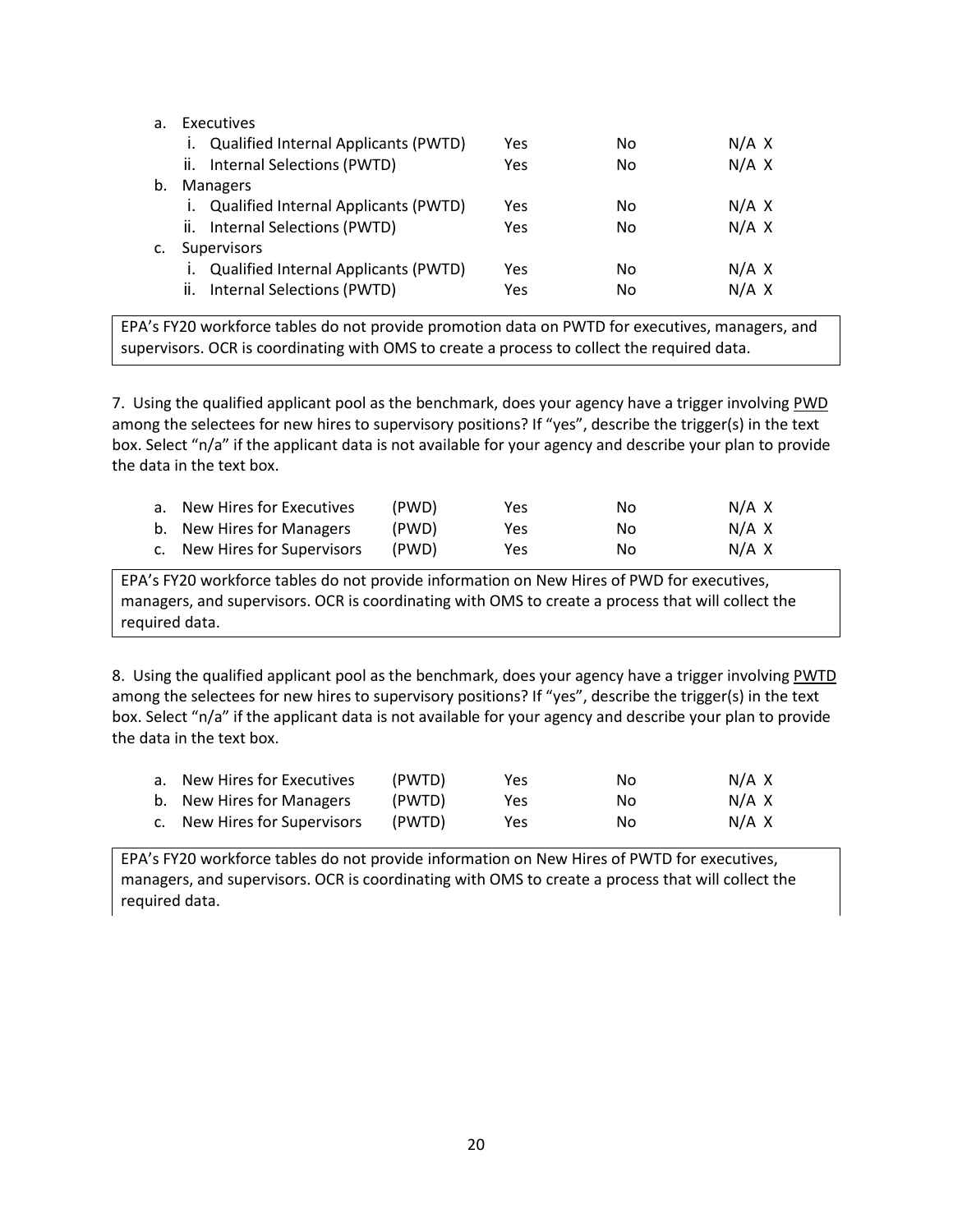a. Executives

   i. Qualified Internal Applicants (PWTD) Yes No N/A X

   ii. Internal Selections (PWTD) Yes No N/A X

b. Managers

   i. Qualified Internal Applicants (PWTD) Yes No N/A X

   ii. Internal Selections (PWTD) Yes No N/A X

c. Supervisors

   i. Qualified Internal Applicants (PWTD) Yes No N/A X

   ii. Internal Selections (PWTD) Yes No N/A X

EPA's FY20 workforce tables do not provide promotion data on PWTD for executives, managers, and supervisors. OCR is coordinating with OMS to create a process to collect the required data.

7. Using the qualified applicant pool as the benchmark, does your agency have a trigger involving PWD among the selectees for new hires to supervisory positions? If "yes", describe the trigger(s) in the text box. Select "n/a" if the applicant data is not available for your agency and describe your plan to provide the data in the text box.

a. New Hires for Executives (PWD) Yes No N/A X

b. New Hires for Managers (PWD) Yes No N/A X

c. New Hires for Supervisors (PWD) Yes No N/A X

EPA's FY20 workforce tables do not provide information on New Hires of PWD for executives, managers, and supervisors. OCR is coordinating with OMS to create a process that will collect the required data.

8. Using the qualified applicant pool as the benchmark, does your agency have a trigger involving PWTD among the selectees for new hires to supervisory positions? If "yes", describe the trigger(s) in the text box. Select "n/a" if the applicant data is not available for your agency and describe your plan to provide the data in the text box.

a. New Hires for Executives (PWTD) Yes No N/A X

b. New Hires for Managers (PWTD) Yes No N/A X

c. New Hires for Supervisors (PWTD) Yes No N/A X

EPA's FY20 workforce tables do not provide information on New Hires of PWTD for executives, managers, and supervisors. OCR is coordinating with OMS to create a process that will collect the required data.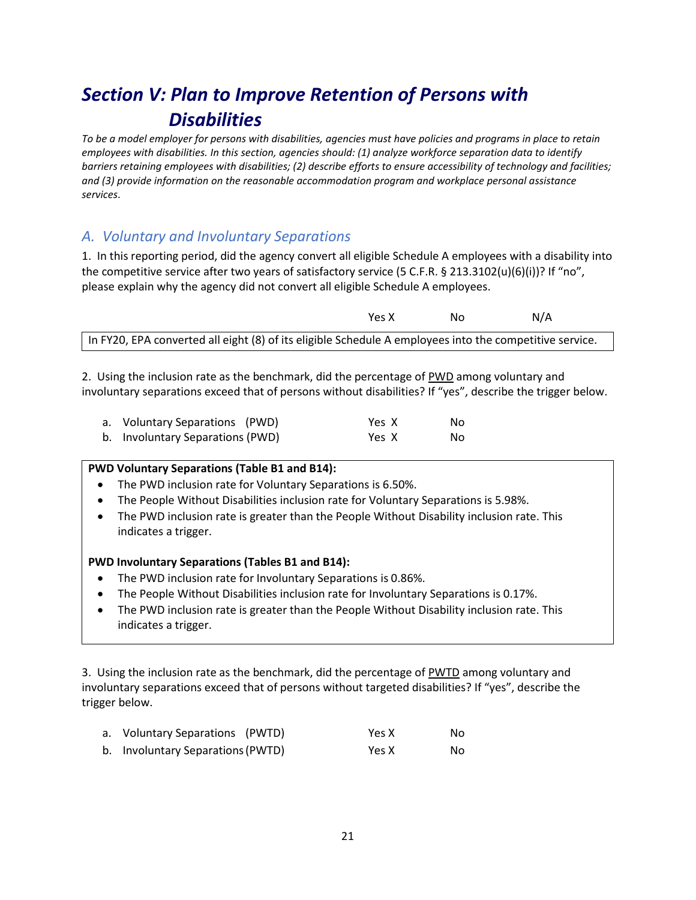# *Section V: Plan to Improve Retention of Persons with Disabilities*

*To be a model employer for persons with disabilities, agencies must have policies and programs in place to retain employees with disabilities. In this section, agencies should: (1) analyze workforce separation data to identify barriers retaining employees with disabilities; (2) describe efforts to ensure accessibility of technology and facilities; and (3) provide information on the reasonable accommodation program and workplace personal assistance services.*

## *A. Voluntary and Involuntary Separations*

1. In this reporting period, did the agency convert all eligible Schedule A employees with a disability into the competitive service after two years of satisfactory service (5 C.F.R. § 213.3102(u)(6)(i))? If "no", please explain why the agency did not convert all eligible Schedule A employees.

| | Yes X | No | N/A |
|---|---|---|---|

In FY20, EPA converted all eight (8) of its eligible Schedule A employees into the competitive service.

2. Using the inclusion rate as the benchmark, did the percentage of PWD among voluntary and involuntary separations exceed that of persons without disabilities? If "yes", describe the trigger below.

| | | |
|---|---|---|
| a. Voluntary Separations (PWD) | Yes X | No |
| b. Involuntary Separations (PWD) | Yes X | No |

**PWD Voluntary Separations (Table B1 and B14):**

- The PWD inclusion rate for Voluntary Separations is 6.50%.
- The People Without Disabilities inclusion rate for Voluntary Separations is 5.98%.
- The PWD inclusion rate is greater than the People Without Disability inclusion rate. This indicates a trigger.

**PWD Involuntary Separations (Tables B1 and B14):**

- The PWD inclusion rate for Involuntary Separations is 0.86%.
- The People Without Disabilities inclusion rate for Involuntary Separations is 0.17%.
- The PWD inclusion rate is greater than the People Without Disability inclusion rate. This indicates a trigger.

3. Using the inclusion rate as the benchmark, did the percentage of PWTD among voluntary and involuntary separations exceed that of persons without targeted disabilities? If "yes", describe the trigger below.

| | | |
|---|---|---|
| a. Voluntary Separations (PWTD) | Yes X | No |
| b. Involuntary Separations (PWTD) | Yes X | No |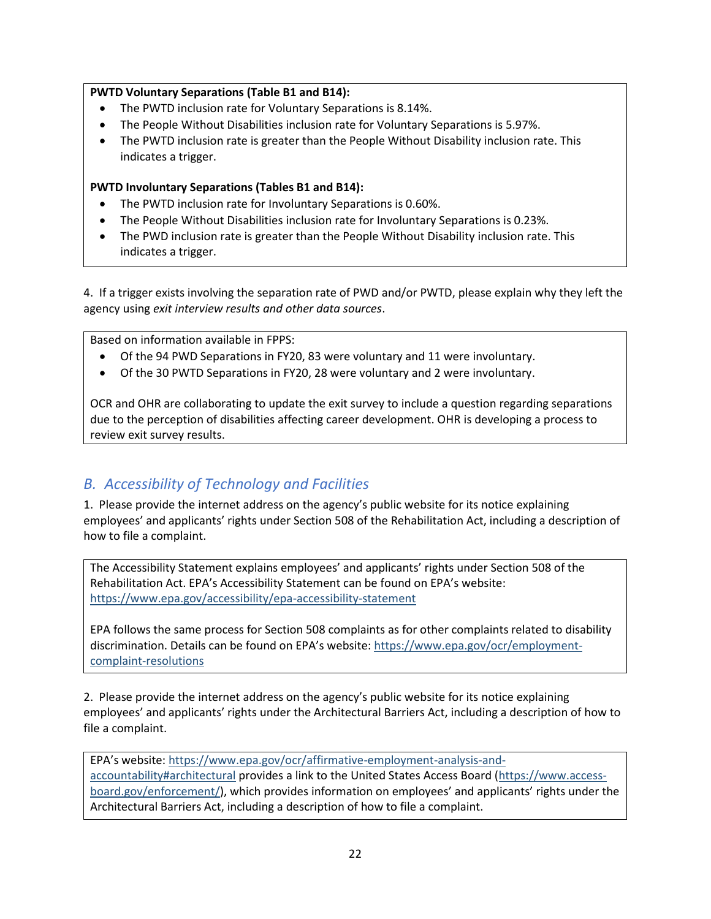**PWTD Voluntary Separations (Table B1 and B14):**

- The PWTD inclusion rate for Voluntary Separations is 8.14%.
- The People Without Disabilities inclusion rate for Voluntary Separations is 5.97%.
- The PWTD inclusion rate is greater than the People Without Disability inclusion rate. This indicates a trigger.

**PWTD Involuntary Separations (Tables B1 and B14):**

- The PWTD inclusion rate for Involuntary Separations is 0.60%.
- The People Without Disabilities inclusion rate for Involuntary Separations is 0.23%.
- The PWD inclusion rate is greater than the People Without Disability inclusion rate. This indicates a trigger.

4. If a trigger exists involving the separation rate of PWD and/or PWTD, please explain why they left the agency using *exit interview results and other data sources*.

Based on information available in FPPS:

- Of the 94 PWD Separations in FY20, 83 were voluntary and 11 were involuntary.
- Of the 30 PWTD Separations in FY20, 28 were voluntary and 2 were involuntary.

OCR and OHR are collaborating to update the exit survey to include a question regarding separations due to the perception of disabilities affecting career development. OHR is developing a process to review exit survey results.

## *B. Accessibility of Technology and Facilities*

1. Please provide the internet address on the agency's public website for its notice explaining employees' and applicants' rights under Section 508 of the Rehabilitation Act, including a description of how to file a complaint.

The Accessibility Statement explains employees' and applicants' rights under Section 508 of the Rehabilitation Act. EPA's Accessibility Statement can be found on EPA's website: https://www.epa.gov/accessibility/epa-accessibility-statement

EPA follows the same process for Section 508 complaints as for other complaints related to disability discrimination. Details can be found on EPA's website: https://www.epa.gov/ocr/employment-complaint-resolutions

2. Please provide the internet address on the agency's public website for its notice explaining employees' and applicants' rights under the Architectural Barriers Act, including a description of how to file a complaint.

EPA's website: https://www.epa.gov/ocr/affirmative-employment-analysis-and-accountability#architectural provides a link to the United States Access Board (https://www.access-board.gov/enforcement/), which provides information on employees' and applicants' rights under the Architectural Barriers Act, including a description of how to file a complaint.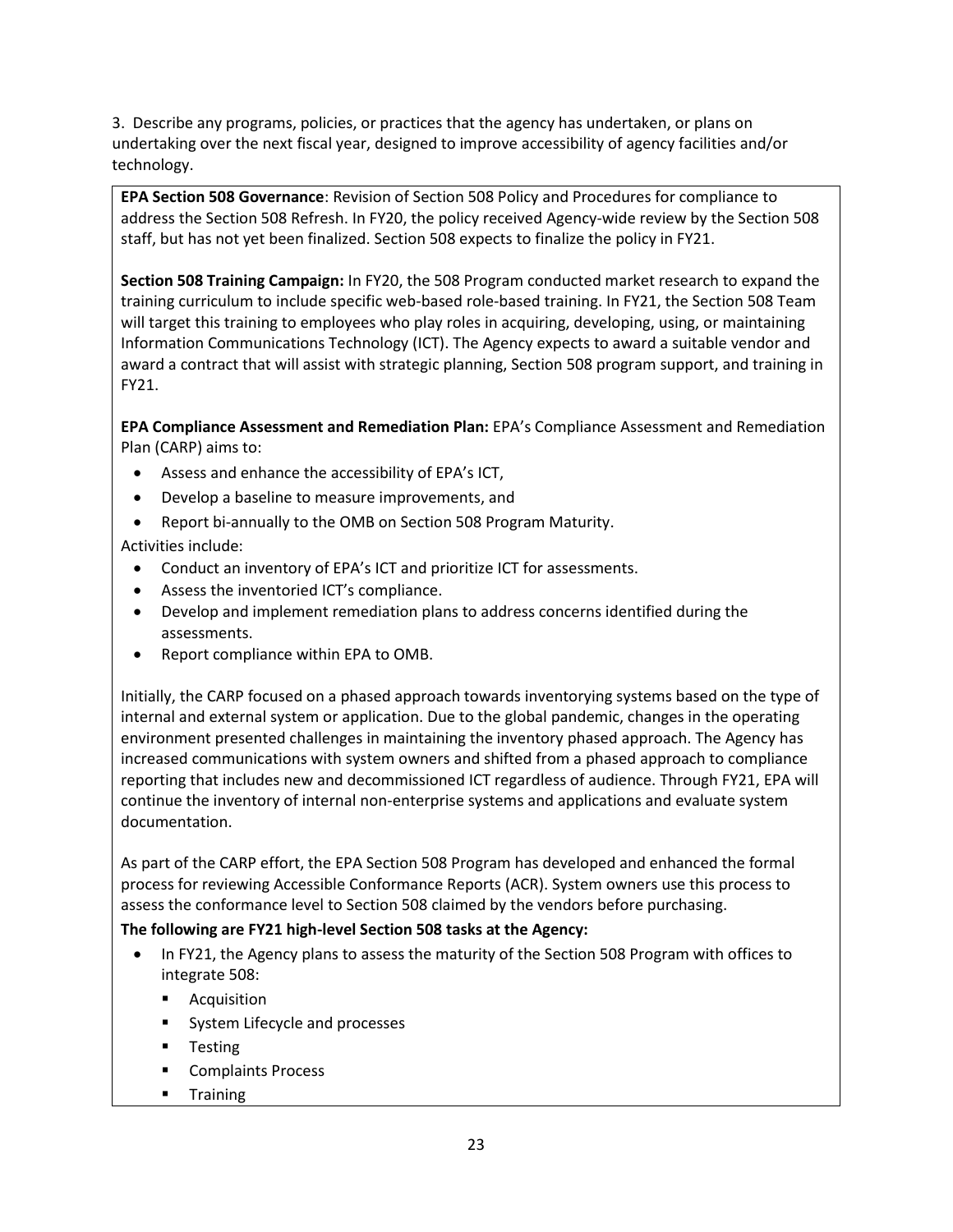3. Describe any programs, policies, or practices that the agency has undertaken, or plans on undertaking over the next fiscal year, designed to improve accessibility of agency facilities and/or technology.

**EPA Section 508 Governance**: Revision of Section 508 Policy and Procedures for compliance to address the Section 508 Refresh. In FY20, the policy received Agency-wide review by the Section 508 staff, but has not yet been finalized. Section 508 expects to finalize the policy in FY21.

**Section 508 Training Campaign:** In FY20, the 508 Program conducted market research to expand the training curriculum to include specific web-based role-based training. In FY21, the Section 508 Team will target this training to employees who play roles in acquiring, developing, using, or maintaining Information Communications Technology (ICT). The Agency expects to award a suitable vendor and award a contract that will assist with strategic planning, Section 508 program support, and training in FY21.

**EPA Compliance Assessment and Remediation Plan:** EPA's Compliance Assessment and Remediation Plan (CARP) aims to:

- Assess and enhance the accessibility of EPA's ICT,
- Develop a baseline to measure improvements, and
- Report bi-annually to the OMB on Section 508 Program Maturity.

Activities include:

- Conduct an inventory of EPA's ICT and prioritize ICT for assessments.
- Assess the inventoried ICT's compliance.
- Develop and implement remediation plans to address concerns identified during the assessments.
- Report compliance within EPA to OMB.

Initially, the CARP focused on a phased approach towards inventorying systems based on the type of internal and external system or application. Due to the global pandemic, changes in the operating environment presented challenges in maintaining the inventory phased approach. The Agency has increased communications with system owners and shifted from a phased approach to compliance reporting that includes new and decommissioned ICT regardless of audience. Through FY21, EPA will continue the inventory of internal non-enterprise systems and applications and evaluate system documentation.

As part of the CARP effort, the EPA Section 508 Program has developed and enhanced the formal process for reviewing Accessible Conformance Reports (ACR). System owners use this process to assess the conformance level to Section 508 claimed by the vendors before purchasing.

**The following are FY21 high-level Section 508 tasks at the Agency:**

- In FY21, the Agency plans to assess the maturity of the Section 508 Program with offices to integrate 508:
  - Acquisition
  - System Lifecycle and processes
  - Testing
  - Complaints Process
  - Training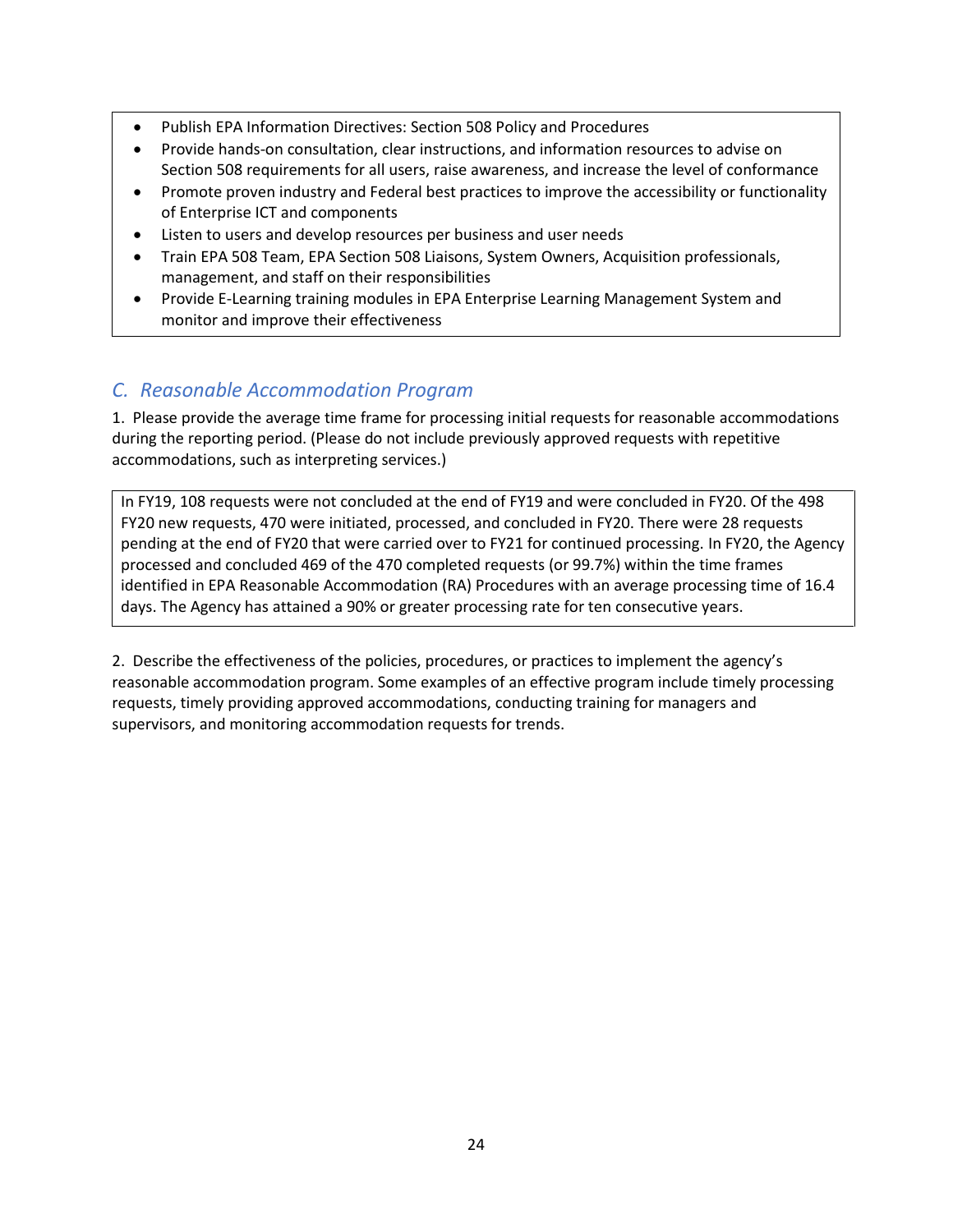- Publish EPA Information Directives: Section 508 Policy and Procedures
- Provide hands-on consultation, clear instructions, and information resources to advise on Section 508 requirements for all users, raise awareness, and increase the level of conformance
- Promote proven industry and Federal best practices to improve the accessibility or functionality of Enterprise ICT and components
- Listen to users and develop resources per business and user needs
- Train EPA 508 Team, EPA Section 508 Liaisons, System Owners, Acquisition professionals, management, and staff on their responsibilities
- Provide E-Learning training modules in EPA Enterprise Learning Management System and monitor and improve their effectiveness

## C. Reasonable Accommodation Program

1. Please provide the average time frame for processing initial requests for reasonable accommodations during the reporting period. (Please do not include previously approved requests with repetitive accommodations, such as interpreting services.)

In FY19, 108 requests were not concluded at the end of FY19 and were concluded in FY20. Of the 498 FY20 new requests, 470 were initiated, processed, and concluded in FY20. There were 28 requests pending at the end of FY20 that were carried over to FY21 for continued processing. In FY20, the Agency processed and concluded 469 of the 470 completed requests (or 99.7%) within the time frames identified in EPA Reasonable Accommodation (RA) Procedures with an average processing time of 16.4 days. The Agency has attained a 90% or greater processing rate for ten consecutive years.

2. Describe the effectiveness of the policies, procedures, or practices to implement the agency's reasonable accommodation program. Some examples of an effective program include timely processing requests, timely providing approved accommodations, conducting training for managers and supervisors, and monitoring accommodation requests for trends.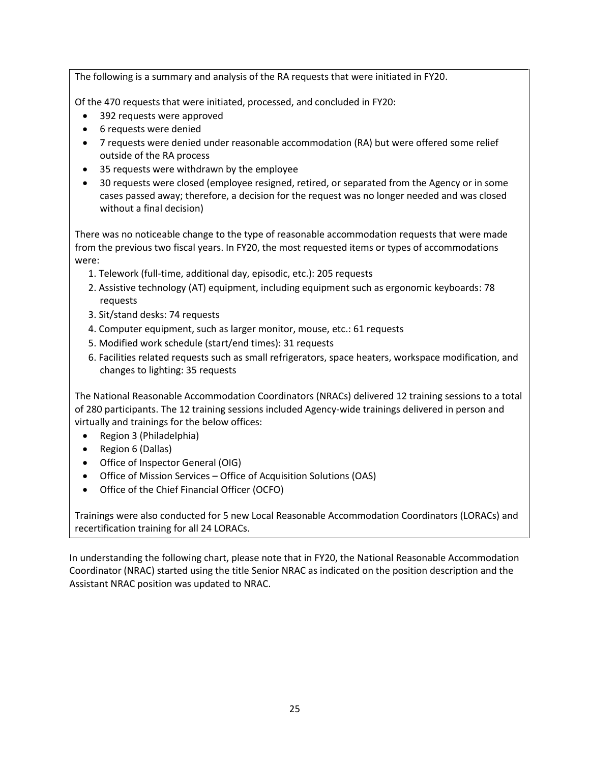The following is a summary and analysis of the RA requests that were initiated in FY20.

Of the 470 requests that were initiated, processed, and concluded in FY20:

- 392 requests were approved
- 6 requests were denied
- 7 requests were denied under reasonable accommodation (RA) but were offered some relief outside of the RA process
- 35 requests were withdrawn by the employee
- 30 requests were closed (employee resigned, retired, or separated from the Agency or in some cases passed away; therefore, a decision for the request was no longer needed and was closed without a final decision)

There was no noticeable change to the type of reasonable accommodation requests that were made from the previous two fiscal years. In FY20, the most requested items or types of accommodations were:

1. Telework (full-time, additional day, episodic, etc.): 205 requests
2. Assistive technology (AT) equipment, including equipment such as ergonomic keyboards: 78 requests
3. Sit/stand desks: 74 requests
4. Computer equipment, such as larger monitor, mouse, etc.: 61 requests
5. Modified work schedule (start/end times): 31 requests
6. Facilities related requests such as small refrigerators, space heaters, workspace modification, and changes to lighting: 35 requests

The National Reasonable Accommodation Coordinators (NRACs) delivered 12 training sessions to a total of 280 participants. The 12 training sessions included Agency-wide trainings delivered in person and virtually and trainings for the below offices:

- Region 3 (Philadelphia)
- Region 6 (Dallas)
- Office of Inspector General (OIG)
- Office of Mission Services – Office of Acquisition Solutions (OAS)
- Office of the Chief Financial Officer (OCFO)

Trainings were also conducted for 5 new Local Reasonable Accommodation Coordinators (LORACs) and recertification training for all 24 LORACs.

In understanding the following chart, please note that in FY20, the National Reasonable Accommodation Coordinator (NRAC) started using the title Senior NRAC as indicated on the position description and the Assistant NRAC position was updated to NRAC.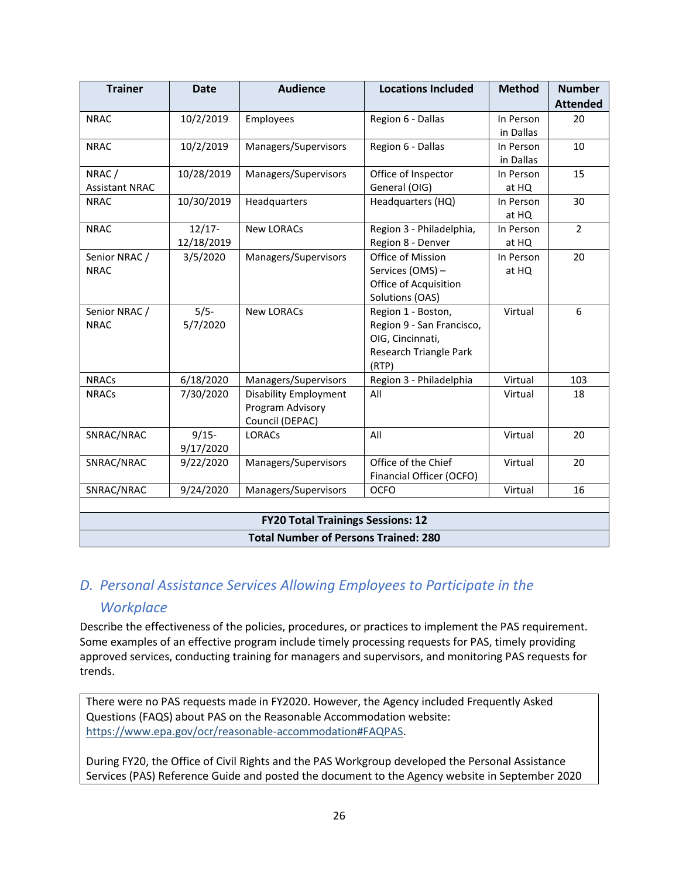| Trainer | Date | Audience | Locations Included | Method | Number Attended |
|---|---|---|---|---|---|
| NRAC | 10/2/2019 | Employees | Region 6 - Dallas | In Person in Dallas | 20 |
| NRAC | 10/2/2019 | Managers/Supervisors | Region 6 - Dallas | In Person in Dallas | 10 |
| NRAC / Assistant NRAC | 10/28/2019 | Managers/Supervisors | Office of Inspector General (OIG) | In Person at HQ | 15 |
| NRAC | 10/30/2019 | Headquarters | Headquarters (HQ) | In Person at HQ | 30 |
| NRAC | 12/17-12/18/2019 | New LORACs | Region 3 - Philadelphia, Region 8 - Denver | In Person at HQ | 2 |
| Senior NRAC / NRAC | 3/5/2020 | Managers/Supervisors | Office of Mission Services (OMS) – Office of Acquisition Solutions (OAS) | In Person at HQ | 20 |
| Senior NRAC / NRAC | 5/5-5/7/2020 | New LORACs | Region 1 - Boston, Region 9 - San Francisco, OIG, Cincinnati, Research Triangle Park (RTP) | Virtual | 6 |
| NRACs | 6/18/2020 | Managers/Supervisors | Region 3 - Philadelphia | Virtual | 103 |
| NRACs | 7/30/2020 | Disability Employment Program Advisory Council (DEPAC) | All | Virtual | 18 |
| SNRAC/NRAC | 9/15-9/17/2020 | LORACs | All | Virtual | 20 |
| SNRAC/NRAC | 9/22/2020 | Managers/Supervisors | Office of the Chief Financial Officer (OCFO) | Virtual | 20 |
| SNRAC/NRAC | 9/24/2020 | Managers/Supervisors | OCFO | Virtual | 16 |
| | | | | | |
| **FY20 Total Trainings Sessions: 12** | | | | | |
| **Total Number of Persons Trained: 280** | | | | | |

## *D. Personal Assistance Services Allowing Employees to Participate in the Workplace*

Describe the effectiveness of the policies, procedures, or practices to implement the PAS requirement. Some examples of an effective program include timely processing requests for PAS, timely providing approved services, conducting training for managers and supervisors, and monitoring PAS requests for trends.

There were no PAS requests made in FY2020. However, the Agency included Frequently Asked Questions (FAQS) about PAS on the Reasonable Accommodation website: https://www.epa.gov/ocr/reasonable-accommodation#FAQPAS.

During FY20, the Office of Civil Rights and the PAS Workgroup developed the Personal Assistance Services (PAS) Reference Guide and posted the document to the Agency website in September 2020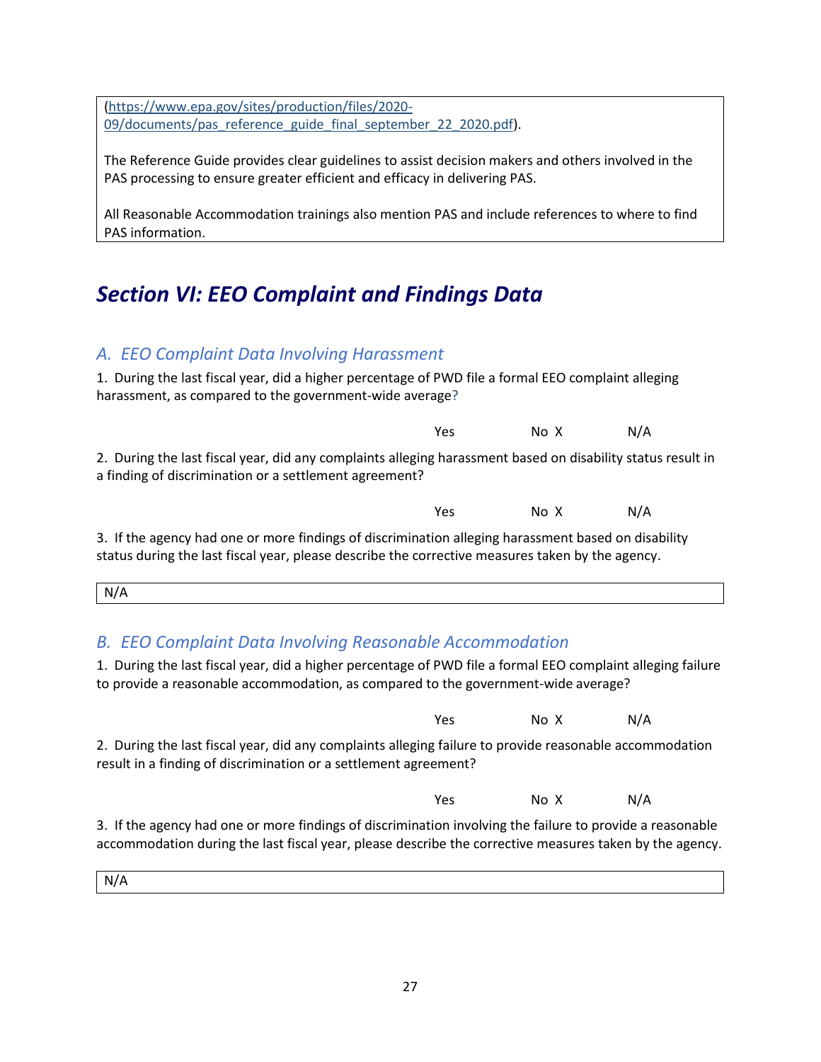(https://www.epa.gov/sites/production/files/2020-09/documents/pas_reference_guide_final_september_22_2020.pdf).

The Reference Guide provides clear guidelines to assist decision makers and others involved in the PAS processing to ensure greater efficient and efficacy in delivering PAS.

All Reasonable Accommodation trainings also mention PAS and include references to where to find PAS information.

# *Section VI: EEO Complaint and Findings Data*

## *A. EEO Complaint Data Involving Harassment*

1. During the last fiscal year, did a higher percentage of PWD file a formal EEO complaint alleging harassment, as compared to the government-wide average?

Yes  No X  N/A

2. During the last fiscal year, did any complaints alleging harassment based on disability status result in a finding of discrimination or a settlement agreement?

Yes  No X  N/A

3. If the agency had one or more findings of discrimination alleging harassment based on disability status during the last fiscal year, please describe the corrective measures taken by the agency.

N/A

## *B. EEO Complaint Data Involving Reasonable Accommodation*

1. During the last fiscal year, did a higher percentage of PWD file a formal EEO complaint alleging failure to provide a reasonable accommodation, as compared to the government-wide average?

Yes  No X  N/A

2. During the last fiscal year, did any complaints alleging failure to provide reasonable accommodation result in a finding of discrimination or a settlement agreement?

Yes  No X  N/A

3. If the agency had one or more findings of discrimination involving the failure to provide a reasonable accommodation during the last fiscal year, please describe the corrective measures taken by the agency.

N/A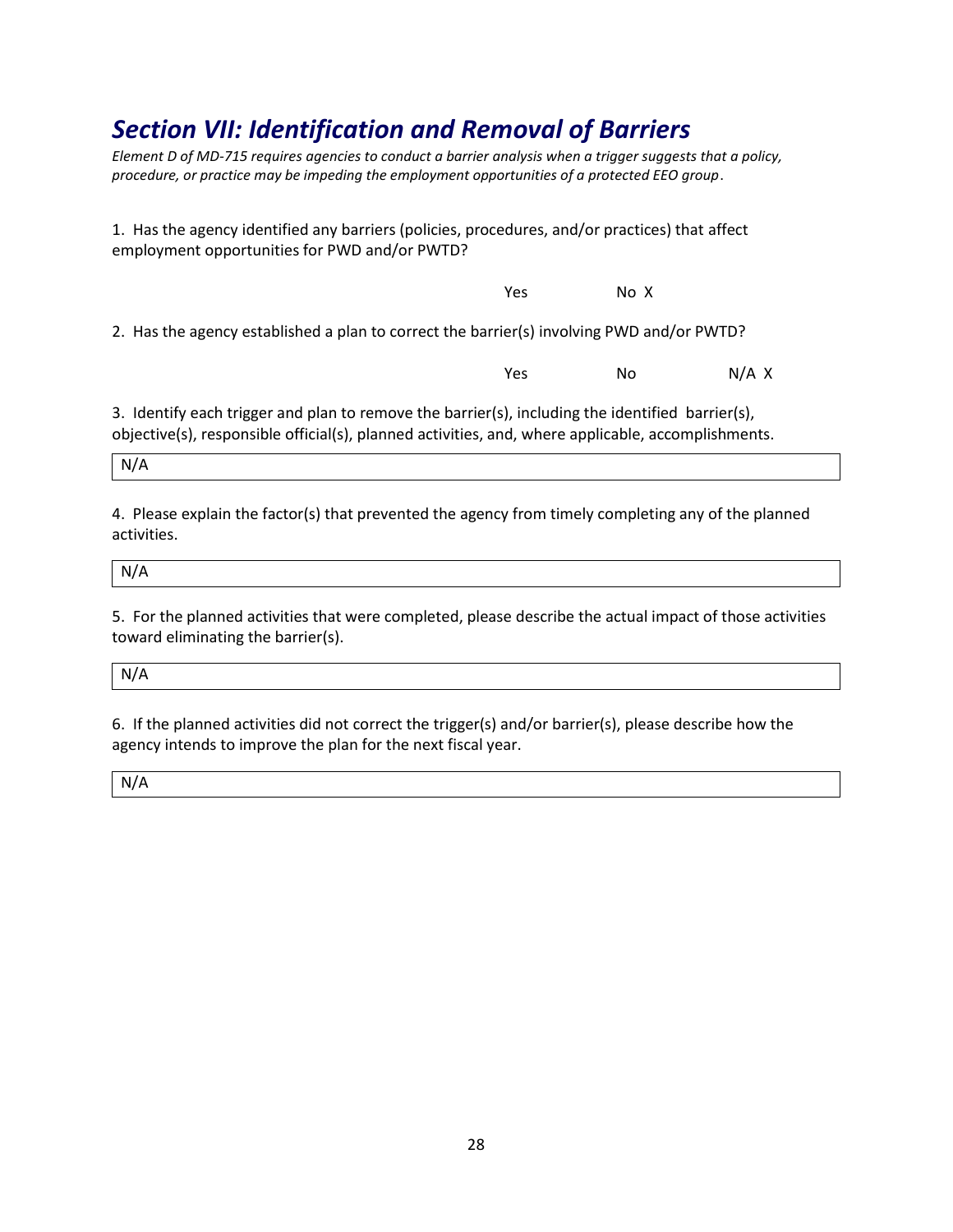# *Section VII: Identification and Removal of Barriers*

*Element D of MD-715 requires agencies to conduct a barrier analysis when a trigger suggests that a policy, procedure, or practice may be impeding the employment opportunities of a protected EEO group.*

1. Has the agency identified any barriers (policies, procedures, and/or practices) that affect employment opportunities for PWD and/or PWTD?

Yes     No X

2. Has the agency established a plan to correct the barrier(s) involving PWD and/or PWTD?

Yes     No     N/A X

3. Identify each trigger and plan to remove the barrier(s), including the identified barrier(s), objective(s), responsible official(s), planned activities, and, where applicable, accomplishments.

N/A

4. Please explain the factor(s) that prevented the agency from timely completing any of the planned activities.

N/A

5. For the planned activities that were completed, please describe the actual impact of those activities toward eliminating the barrier(s).

N/A

6. If the planned activities did not correct the trigger(s) and/or barrier(s), please describe how the agency intends to improve the plan for the next fiscal year.

N/A